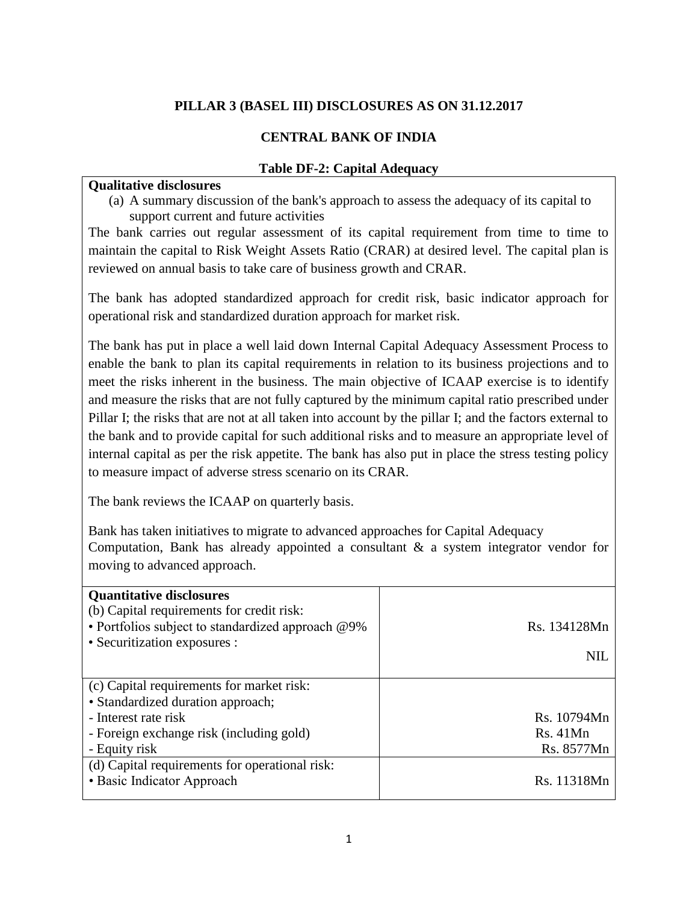# PILLAR 3 (BASEL III) DISCLOSURES AS ON 31.12.2017

## CENTRAL BANK OF INDIA

### Table DF-2: Capital Adequacy

**Qualitative disclosures**

(a) A summary discussion of the bank's approach to assess the adequacy of its capital to support current and future activities

The bank carries out regular assessment of its capital requirement from time to time to maintain the capital to Risk Weight Assets Ratio (CRAR) at desired level. The capital plan is reviewed on annual basis to take care of business growth and CRAR.

The bank has adopted standardized approach for credit risk, basic indicator approach for operational risk and standardized duration approach for market risk.

The bank has put in place a well laid down Internal Capital Adequacy Assessment Process to enable the bank to plan its capital requirements in relation to its business projections and to meet the risks inherent in the business. The main objective of ICAAP exercise is to identify and measure the risks that are not fully captured by the minimum capital ratio prescribed under Pillar I; the risks that are not at all taken into account by the pillar I; and the factors external to the bank and to provide capital for such additional risks and to measure an appropriate level of internal capital as per the risk appetite. The bank has also put in place the stress testing policy to measure impact of adverse stress scenario on its CRAR.

The bank reviews the ICAAP on quarterly basis.

Bank has taken initiatives to migrate to advanced approaches for Capital Adequacy Computation, Bank has already appointed a consultant & a system integrator vendor for moving to advanced approach.

| **Quantitative disclosures** | |
|---|---|
| (b) Capital requirements for credit risk:<br>• Portfolios subject to standardized approach @9%<br>• Securitization exposures : | <br>Rs. 134128Mn<br>NIL |
| (c) Capital requirements for market risk:<br>• Standardized duration approach;<br>- Interest rate risk<br>- Foreign exchange risk (including gold)<br>- Equity risk | <br><br>Rs. 10794Mn<br>Rs. 41Mn<br>Rs. 8577Mn |
| (d) Capital requirements for operational risk:<br>• Basic Indicator Approach | <br>Rs. 11318Mn |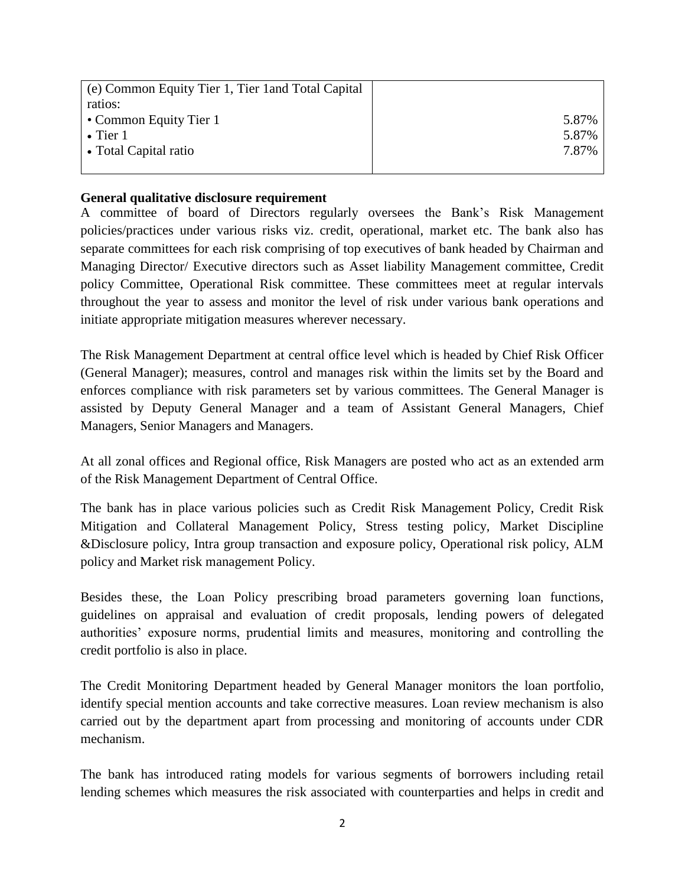| (e) Common Equity Tier 1, Tier 1and Total Capital ratios: | |
|---|---|
| • Common Equity Tier 1 | 5.87% |
| • Tier 1 | 5.87% |
| • Total Capital ratio | 7.87% |

**General qualitative disclosure requirement**

A committee of board of Directors regularly oversees the Bank's Risk Management policies/practices under various risks viz. credit, operational, market etc. The bank also has separate committees for each risk comprising of top executives of bank headed by Chairman and Managing Director/ Executive directors such as Asset liability Management committee, Credit policy Committee, Operational Risk committee. These committees meet at regular intervals throughout the year to assess and monitor the level of risk under various bank operations and initiate appropriate mitigation measures wherever necessary.

The Risk Management Department at central office level which is headed by Chief Risk Officer (General Manager); measures, control and manages risk within the limits set by the Board and enforces compliance with risk parameters set by various committees. The General Manager is assisted by Deputy General Manager and a team of Assistant General Managers, Chief Managers, Senior Managers and Managers.

At all zonal offices and Regional office, Risk Managers are posted who act as an extended arm of the Risk Management Department of Central Office.

The bank has in place various policies such as Credit Risk Management Policy, Credit Risk Mitigation and Collateral Management Policy, Stress testing policy, Market Discipline &Disclosure policy, Intra group transaction and exposure policy, Operational risk policy, ALM policy and Market risk management Policy.

Besides these, the Loan Policy prescribing broad parameters governing loan functions, guidelines on appraisal and evaluation of credit proposals, lending powers of delegated authorities' exposure norms, prudential limits and measures, monitoring and controlling the credit portfolio is also in place.

The Credit Monitoring Department headed by General Manager monitors the loan portfolio, identify special mention accounts and take corrective measures. Loan review mechanism is also carried out by the department apart from processing and monitoring of accounts under CDR mechanism.

The bank has introduced rating models for various segments of borrowers including retail lending schemes which measures the risk associated with counterparties and helps in credit and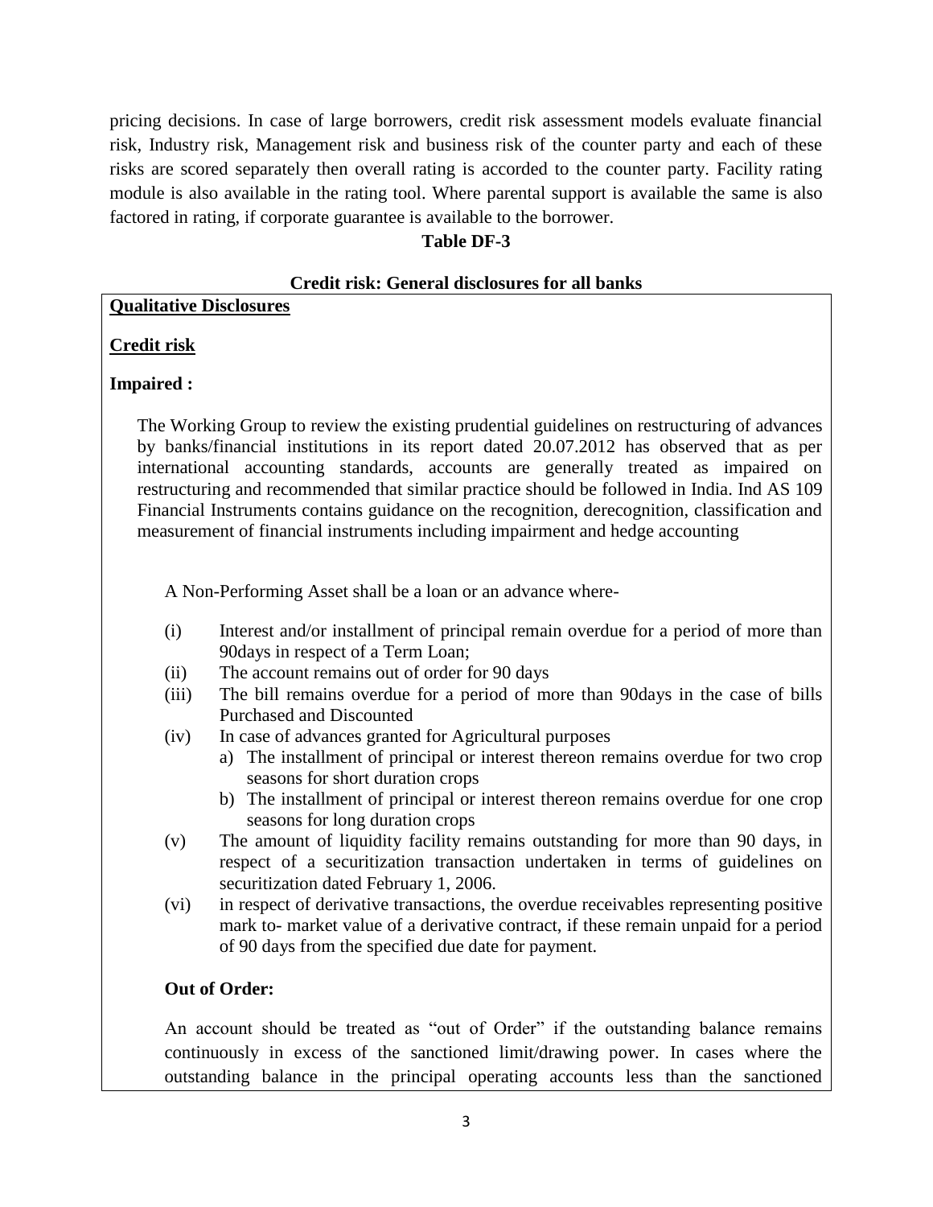pricing decisions. In case of large borrowers, credit risk assessment models evaluate financial risk, Industry risk, Management risk and business risk of the counter party and each of these risks are scored separately then overall rating is accorded to the counter party. Facility rating module is also available in the rating tool. Where parental support is available the same is also factored in rating, if corporate guarantee is available to the borrower.

**Table DF-3**

**Credit risk: General disclosures for all banks**

**Qualitative Disclosures**

**Credit risk**

**Impaired :**

The Working Group to review the existing prudential guidelines on restructuring of advances by banks/financial institutions in its report dated 20.07.2012 has observed that as per international accounting standards, accounts are generally treated as impaired on restructuring and recommended that similar practice should be followed in India. Ind AS 109 Financial Instruments contains guidance on the recognition, derecognition, classification and measurement of financial instruments including impairment and hedge accounting

A Non-Performing Asset shall be a loan or an advance where-

(i) Interest and/or installment of principal remain overdue for a period of more than 90days in respect of a Term Loan;

(ii) The account remains out of order for 90 days

(iii) The bill remains overdue for a period of more than 90days in the case of bills Purchased and Discounted

(iv) In case of advances granted for Agricultural purposes

  a) The installment of principal or interest thereon remains overdue for two crop seasons for short duration crops

  b) The installment of principal or interest thereon remains overdue for one crop seasons for long duration crops

(v) The amount of liquidity facility remains outstanding for more than 90 days, in respect of a securitization transaction undertaken in terms of guidelines on securitization dated February 1, 2006.

(vi) in respect of derivative transactions, the overdue receivables representing positive mark to- market value of a derivative contract, if these remain unpaid for a period of 90 days from the specified due date for payment.

**Out of Order:**

An account should be treated as "out of Order" if the outstanding balance remains continuously in excess of the sanctioned limit/drawing power. In cases where the outstanding balance in the principal operating accounts less than the sanctioned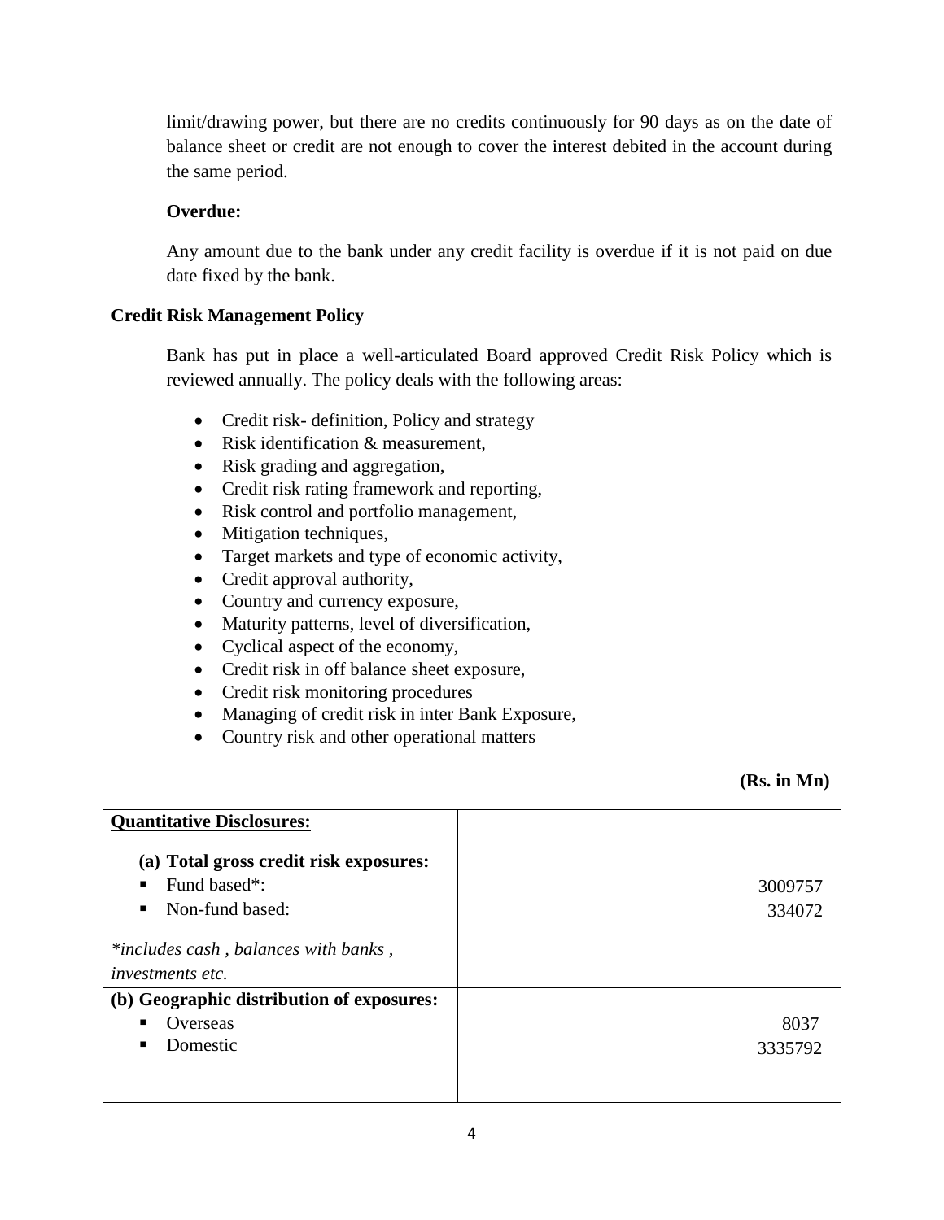limit/drawing power, but there are no credits continuously for 90 days as on the date of balance sheet or credit are not enough to cover the interest debited in the account during the same period.

**Overdue:**

Any amount due to the bank under any credit facility is overdue if it is not paid on due date fixed by the bank.

**Credit Risk Management Policy**

Bank has put in place a well-articulated Board approved Credit Risk Policy which is reviewed annually. The policy deals with the following areas:

- Credit risk- definition, Policy and strategy
- Risk identification & measurement,
- Risk grading and aggregation,
- Credit risk rating framework and reporting,
- Risk control and portfolio management,
- Mitigation techniques,
- Target markets and type of economic activity,
- Credit approval authority,
- Country and currency exposure,
- Maturity patterns, level of diversification,
- Cyclical aspect of the economy,
- Credit risk in off balance sheet exposure,
- Credit risk monitoring procedures
- Managing of credit risk in inter Bank Exposure,
- Country risk and other operational matters

**(Rs. in Mn)**

| **Quantitative Disclosures:** | |
|---|---|
| **(a) Total gross credit risk exposures:** | |
| ▪ Fund based*: | 3009757 |
| ▪ Non-fund based: | 334072 |
| *\*includes cash , balances with banks , investments etc.* | |
| **(b) Geographic distribution of exposures:** | |
| ▪ Overseas | 8037 |
| ▪ Domestic | 3335792 |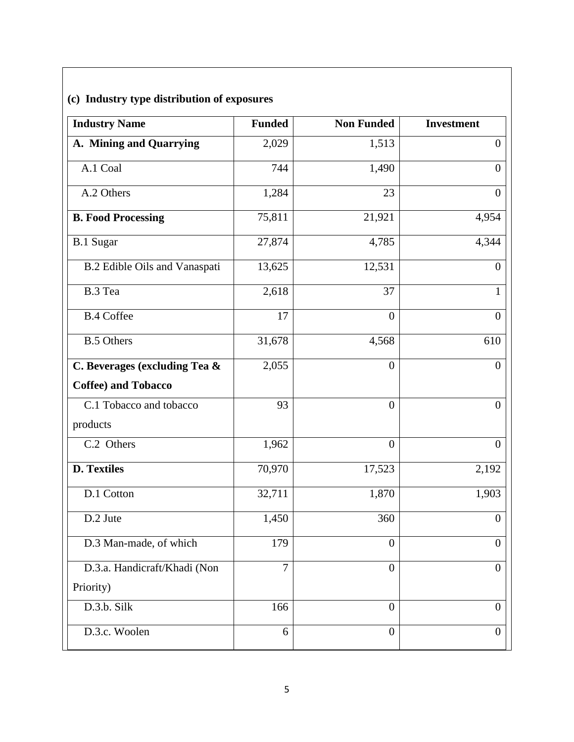### (c) Industry type distribution of exposures

| Industry Name | Funded | Non Funded | Investment |
|---|---|---|---|
| **A. Mining and Quarrying** | 2,029 | 1,513 | 0 |
| A.1 Coal | 744 | 1,490 | 0 |
| A.2 Others | 1,284 | 23 | 0 |
| **B. Food Processing** | 75,811 | 21,921 | 4,954 |
| B.1 Sugar | 27,874 | 4,785 | 4,344 |
| B.2 Edible Oils and Vanaspati | 13,625 | 12,531 | 0 |
| B.3 Tea | 2,618 | 37 | 1 |
| B.4 Coffee | 17 | 0 | 0 |
| B.5 Others | 31,678 | 4,568 | 610 |
| **C. Beverages (excluding Tea & Coffee) and Tobacco** | 2,055 | 0 | 0 |
| C.1 Tobacco and tobacco products | 93 | 0 | 0 |
| C.2 Others | 1,962 | 0 | 0 |
| **D. Textiles** | 70,970 | 17,523 | 2,192 |
| D.1 Cotton | 32,711 | 1,870 | 1,903 |
| D.2 Jute | 1,450 | 360 | 0 |
| D.3 Man-made, of which | 179 | 0 | 0 |
| D.3.a. Handicraft/Khadi (Non Priority) | 7 | 0 | 0 |
| D.3.b. Silk | 166 | 0 | 0 |
| D.3.c. Woolen | 6 | 0 | 0 |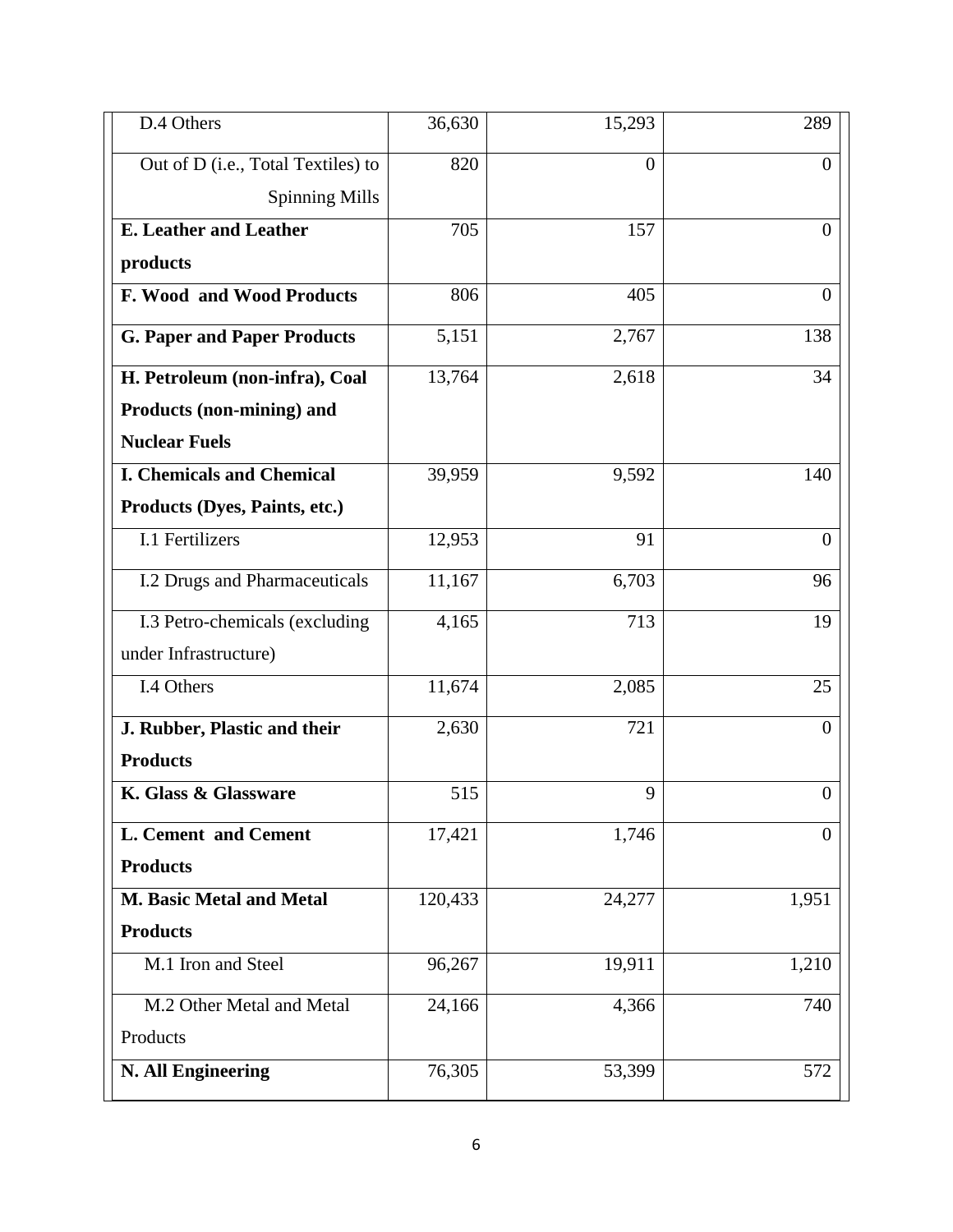| | | | |
|---|---|---|---|
| D.4 Others | 36,630 | 15,293 | 289 |
| Out of D (i.e., Total Textiles) to Spinning Mills | 820 | 0 | 0 |
| **E. Leather and Leather products** | 705 | 157 | 0 |
| **F. Wood and Wood Products** | 806 | 405 | 0 |
| **G. Paper and Paper Products** | 5,151 | 2,767 | 138 |
| **H. Petroleum (non-infra), Coal Products (non-mining) and Nuclear Fuels** | 13,764 | 2,618 | 34 |
| **I. Chemicals and Chemical Products (Dyes, Paints, etc.)** | 39,959 | 9,592 | 140 |
| I.1 Fertilizers | 12,953 | 91 | 0 |
| I.2 Drugs and Pharmaceuticals | 11,167 | 6,703 | 96 |
| I.3 Petro-chemicals (excluding under Infrastructure) | 4,165 | 713 | 19 |
| I.4 Others | 11,674 | 2,085 | 25 |
| **J. Rubber, Plastic and their Products** | 2,630 | 721 | 0 |
| **K. Glass & Glassware** | 515 | 9 | 0 |
| **L. Cement and Cement Products** | 17,421 | 1,746 | 0 |
| **M. Basic Metal and Metal Products** | 120,433 | 24,277 | 1,951 |
| M.1 Iron and Steel | 96,267 | 19,911 | 1,210 |
| M.2 Other Metal and Metal Products | 24,166 | 4,366 | 740 |
| **N. All Engineering** | 76,305 | 53,399 | 572 |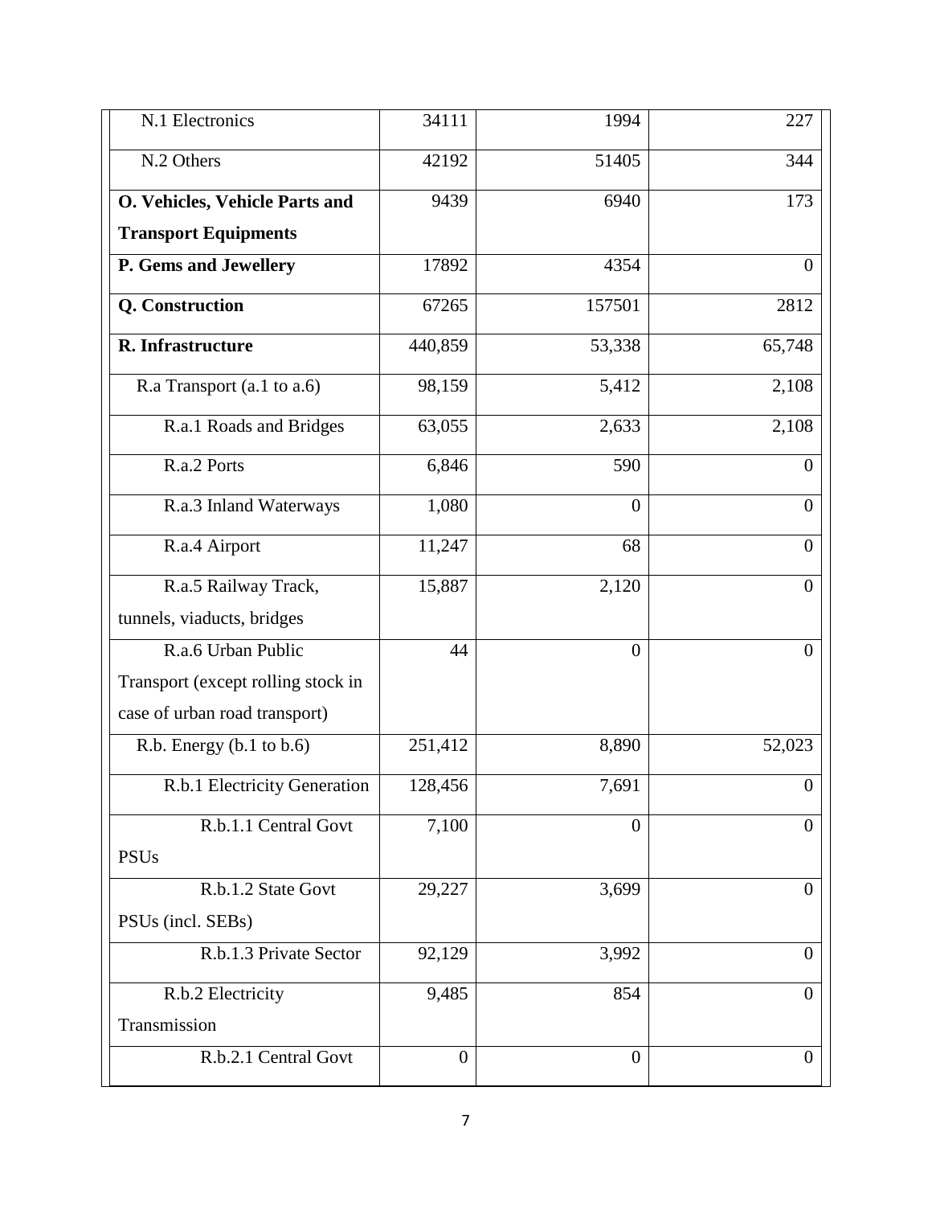| | | | |
|---|---|---|---|
| N.1 Electronics | 34111 | 1994 | 227 |
| N.2 Others | 42192 | 51405 | 344 |
| **O. Vehicles, Vehicle Parts and Transport Equipments** | 9439 | 6940 | 173 |
| **P. Gems and Jewellery** | 17892 | 4354 | 0 |
| **Q. Construction** | 67265 | 157501 | 2812 |
| **R. Infrastructure** | 440,859 | 53,338 | 65,748 |
| R.a Transport (a.1 to a.6) | 98,159 | 5,412 | 2,108 |
| R.a.1 Roads and Bridges | 63,055 | 2,633 | 2,108 |
| R.a.2 Ports | 6,846 | 590 | 0 |
| R.a.3 Inland Waterways | 1,080 | 0 | 0 |
| R.a.4 Airport | 11,247 | 68 | 0 |
| R.a.5 Railway Track, tunnels, viaducts, bridges | 15,887 | 2,120 | 0 |
| R.a.6 Urban Public Transport (except rolling stock in case of urban road transport) | 44 | 0 | 0 |
| R.b. Energy (b.1 to b.6) | 251,412 | 8,890 | 52,023 |
| R.b.1 Electricity Generation | 128,456 | 7,691 | 0 |
| R.b.1.1 Central Govt PSUs | 7,100 | 0 | 0 |
| R.b.1.2 State Govt PSUs (incl. SEBs) | 29,227 | 3,699 | 0 |
| R.b.1.3 Private Sector | 92,129 | 3,992 | 0 |
| R.b.2 Electricity Transmission | 9,485 | 854 | 0 |
| R.b.2.1 Central Govt | 0 | 0 | 0 |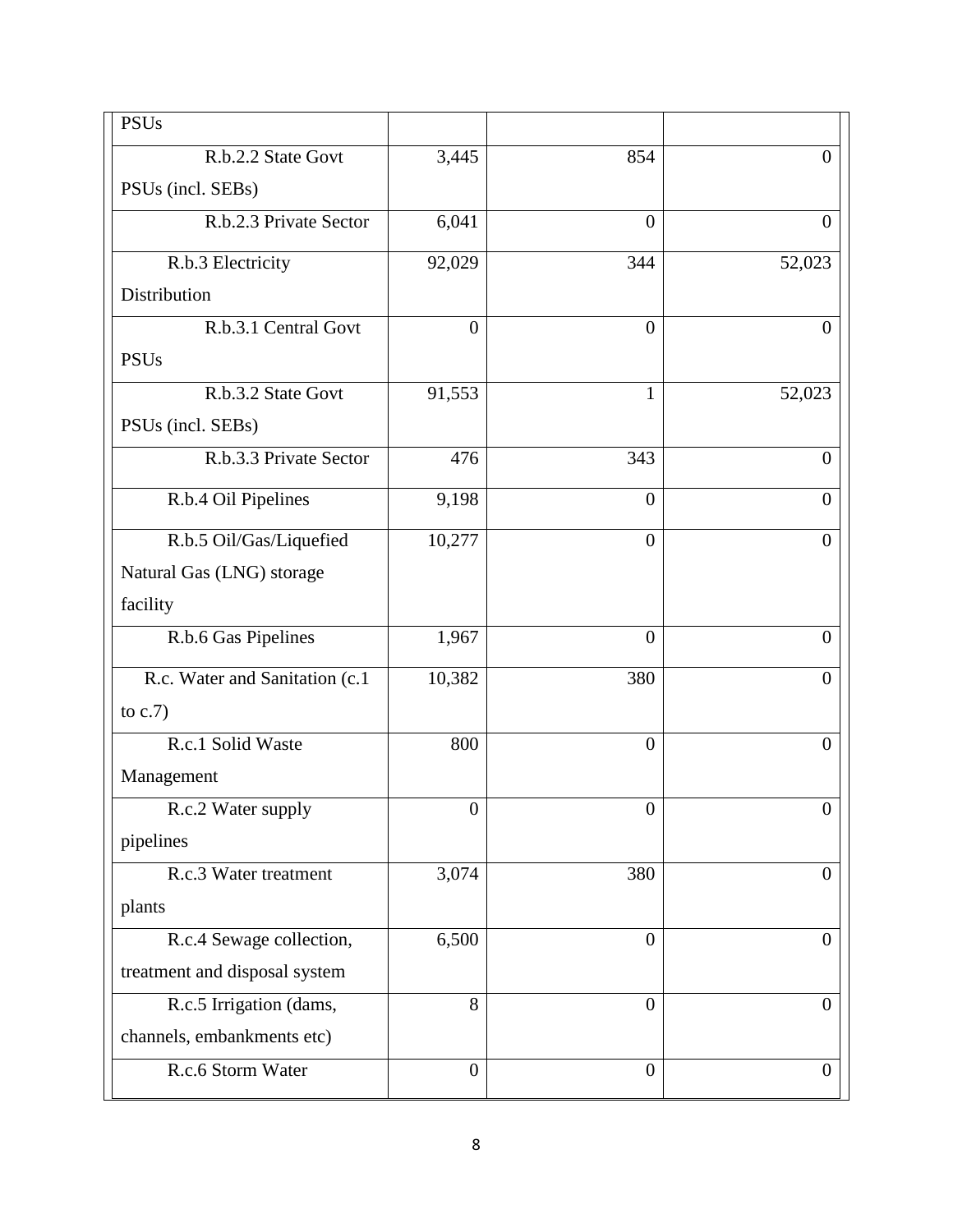| PSUs | | | |
|---|---|---|---|
| R.b.2.2 State Govt PSUs (incl. SEBs) | 3,445 | 854 | 0 |
| R.b.2.3 Private Sector | 6,041 | 0 | 0 |
| R.b.3 Electricity Distribution | 92,029 | 344 | 52,023 |
| R.b.3.1 Central Govt PSUs | 0 | 0 | 0 |
| R.b.3.2 State Govt PSUs (incl. SEBs) | 91,553 | 1 | 52,023 |
| R.b.3.3 Private Sector | 476 | 343 | 0 |
| R.b.4 Oil Pipelines | 9,198 | 0 | 0 |
| R.b.5 Oil/Gas/Liquefied Natural Gas (LNG) storage facility | 10,277 | 0 | 0 |
| R.b.6 Gas Pipelines | 1,967 | 0 | 0 |
| R.c. Water and Sanitation (c.1 to c.7) | 10,382 | 380 | 0 |
| R.c.1 Solid Waste Management | 800 | 0 | 0 |
| R.c.2 Water supply pipelines | 0 | 0 | 0 |
| R.c.3 Water treatment plants | 3,074 | 380 | 0 |
| R.c.4 Sewage collection, treatment and disposal system | 6,500 | 0 | 0 |
| R.c.5 Irrigation (dams, channels, embankments etc) | 8 | 0 | 0 |
| R.c.6 Storm Water | 0 | 0 | 0 |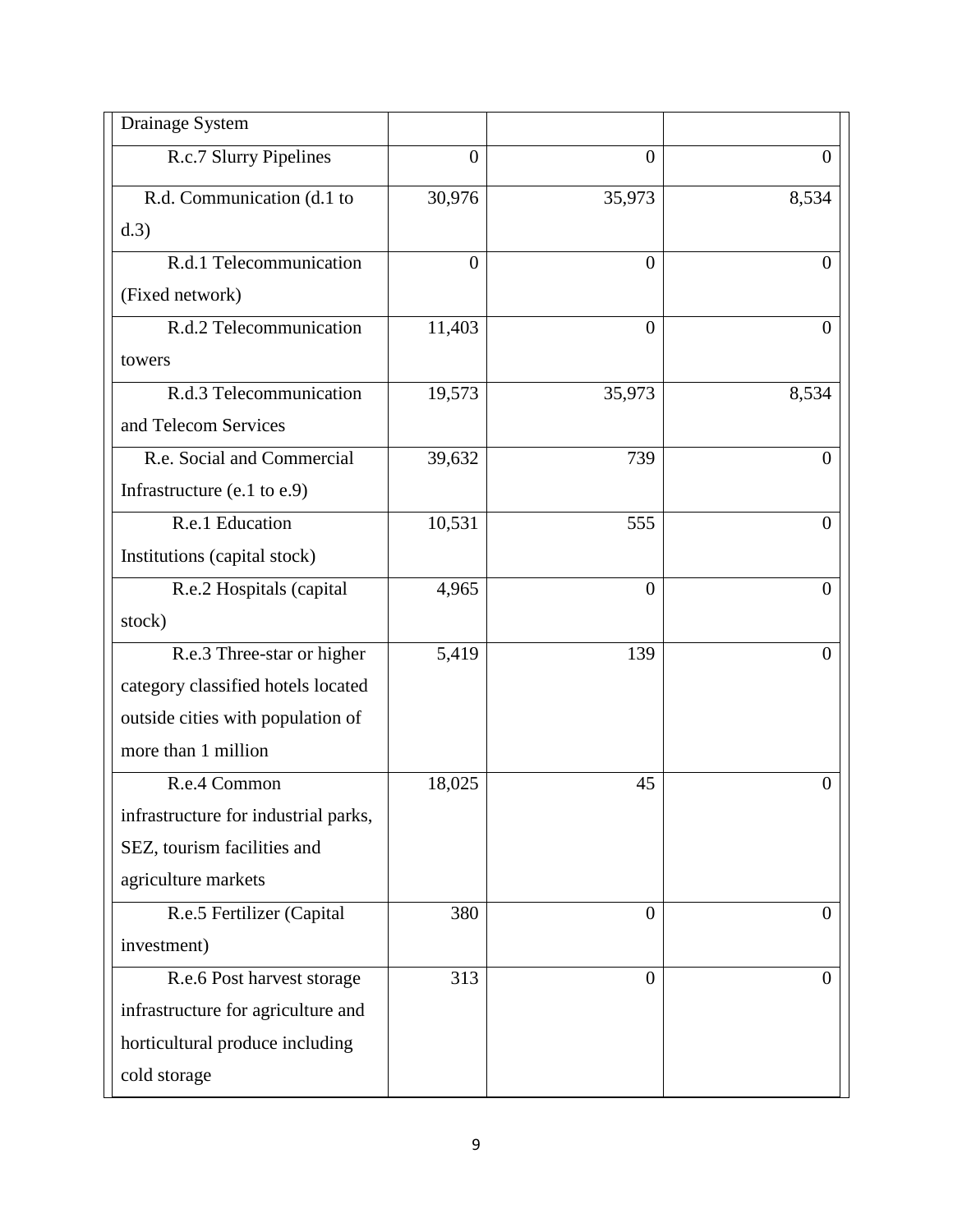| | | | |
|---|---|---|---|
| Drainage System | | | |
| R.c.7 Slurry Pipelines | 0 | 0 | 0 |
| R.d. Communication (d.1 to d.3) | 30,976 | 35,973 | 8,534 |
| R.d.1 Telecommunication (Fixed network) | 0 | 0 | 0 |
| R.d.2 Telecommunication towers | 11,403 | 0 | 0 |
| R.d.3 Telecommunication and Telecom Services | 19,573 | 35,973 | 8,534 |
| R.e. Social and Commercial Infrastructure (e.1 to e.9) | 39,632 | 739 | 0 |
| R.e.1 Education Institutions (capital stock) | 10,531 | 555 | 0 |
| R.e.2 Hospitals (capital stock) | 4,965 | 0 | 0 |
| R.e.3 Three-star or higher category classified hotels located outside cities with population of more than 1 million | 5,419 | 139 | 0 |
| R.e.4 Common infrastructure for industrial parks, SEZ, tourism facilities and agriculture markets | 18,025 | 45 | 0 |
| R.e.5 Fertilizer (Capital investment) | 380 | 0 | 0 |
| R.e.6 Post harvest storage infrastructure for agriculture and horticultural produce including cold storage | 313 | 0 | 0 |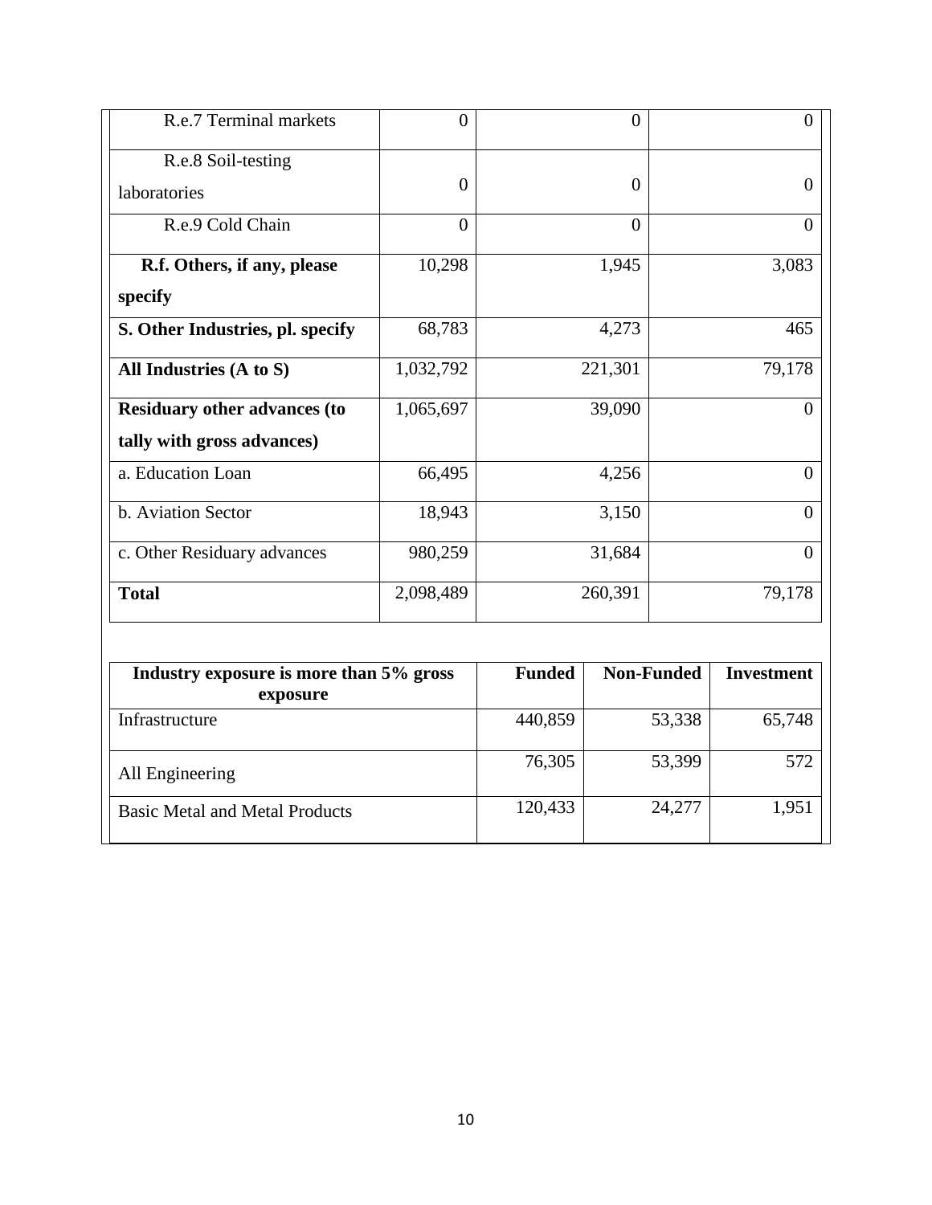| | | | |
|---|---|---|---|
| R.e.7 Terminal markets | 0 | 0 | 0 |
| R.e.8 Soil-testing laboratories | 0 | 0 | 0 |
| R.e.9 Cold Chain | 0 | 0 | 0 |
| **R.f. Others, if any, please specify** | 10,298 | 1,945 | 3,083 |
| **S. Other Industries, pl. specify** | 68,783 | 4,273 | 465 |
| **All Industries (A to S)** | 1,032,792 | 221,301 | 79,178 |
| **Residuary other advances (to tally with gross advances)** | 1,065,697 | 39,090 | 0 |
| a. Education Loan | 66,495 | 4,256 | 0 |
| b. Aviation Sector | 18,943 | 3,150 | 0 |
| c. Other Residuary advances | 980,259 | 31,684 | 0 |
| **Total** | 2,098,489 | 260,391 | 79,178 |

| Industry exposure is more than 5% gross exposure | Funded | Non-Funded | Investment |
|---|---|---|---|
| Infrastructure | 440,859 | 53,338 | 65,748 |
| All Engineering | 76,305 | 53,399 | 572 |
| Basic Metal and Metal Products | 120,433 | 24,277 | 1,951 |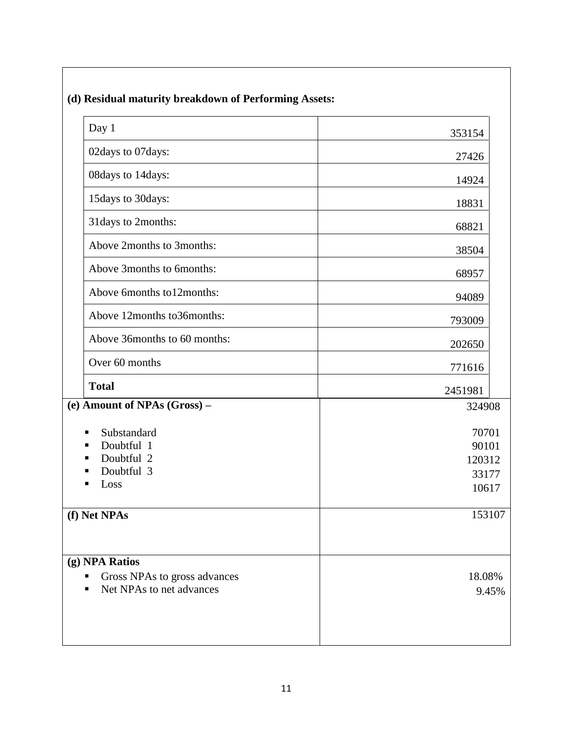**(d) Residual maturity breakdown of Performing Assets:**

| | |
|---|---|
| Day 1 | 353154 |
| 02days to 07days: | 27426 |
| 08days to 14days: | 14924 |
| 15days to 30days: | 18831 |
| 31days to 2months: | 68821 |
| Above 2months to 3months: | 38504 |
| Above 3months to 6months: | 68957 |
| Above 6months to12months: | 94089 |
| Above 12months to36months: | 793009 |
| Above 36months to 60 months: | 202650 |
| Over 60 months | 771616 |
| **Total** | 2451981 |

| | |
|---|---|
| **(e) Amount of NPAs (Gross) –** | 324908 |
| ▪ Substandard | 70701 |
| ▪ Doubtful 1 | 90101 |
| ▪ Doubtful 2 | 120312 |
| ▪ Doubtful 3 | 33177 |
| ▪ Loss | 10617 |
| **(f) Net NPAs** | 153107 |
| **(g) NPA Ratios** | |
| ▪ Gross NPAs to gross advances | 18.08% |
| ▪ Net NPAs to net advances | 9.45% |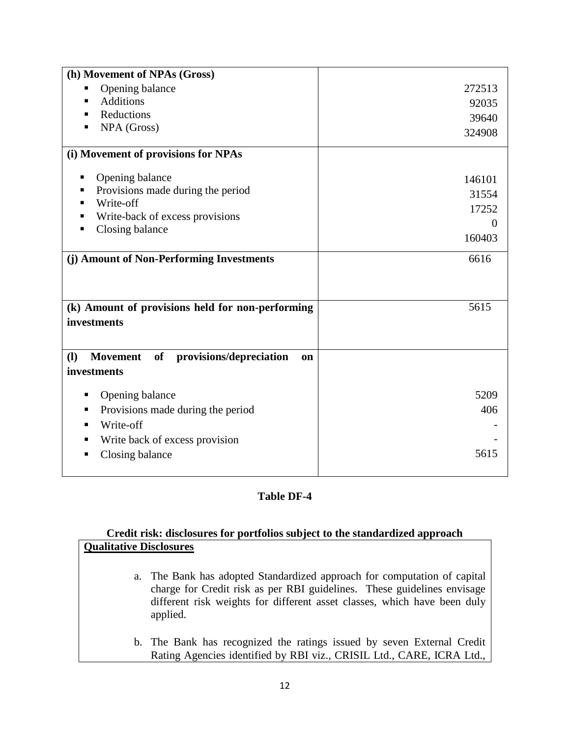| | |
|---|---|
| **(h) Movement of NPAs (Gross)** | |
| ▪ Opening balance | 272513 |
| ▪ Additions | 92035 |
| ▪ Reductions | 39640 |
| ▪ NPA (Gross) | 324908 |
| **(i) Movement of provisions for NPAs** | |
| ▪ Opening balance | 146101 |
| ▪ Provisions made during the period | 31554 |
| ▪ Write-off | 17252 |
| ▪ Write-back of excess provisions | 0 |
| ▪ Closing balance | 160403 |
| **(j) Amount of Non-Performing Investments** | 6616 |
| **(k) Amount of provisions held for non-performing investments** | 5615 |
| **(l) Movement of provisions/depreciation on investments** | |
| ▪ Opening balance | 5209 |
| ▪ Provisions made during the period | 406 |
| ▪ Write-off | - |
| ▪ Write back of excess provision | - |
| ▪ Closing balance | 5615 |

**Table DF-4**

**Credit risk: disclosures for portfolios subject to the standardized approach**

**Qualitative Disclosures**

a. The Bank has adopted Standardized approach for computation of capital charge for Credit risk as per RBI guidelines. These guidelines envisage different risk weights for different asset classes, which have been duly applied.

b. The Bank has recognized the ratings issued by seven External Credit Rating Agencies identified by RBI viz., CRISIL Ltd., CARE, ICRA Ltd.,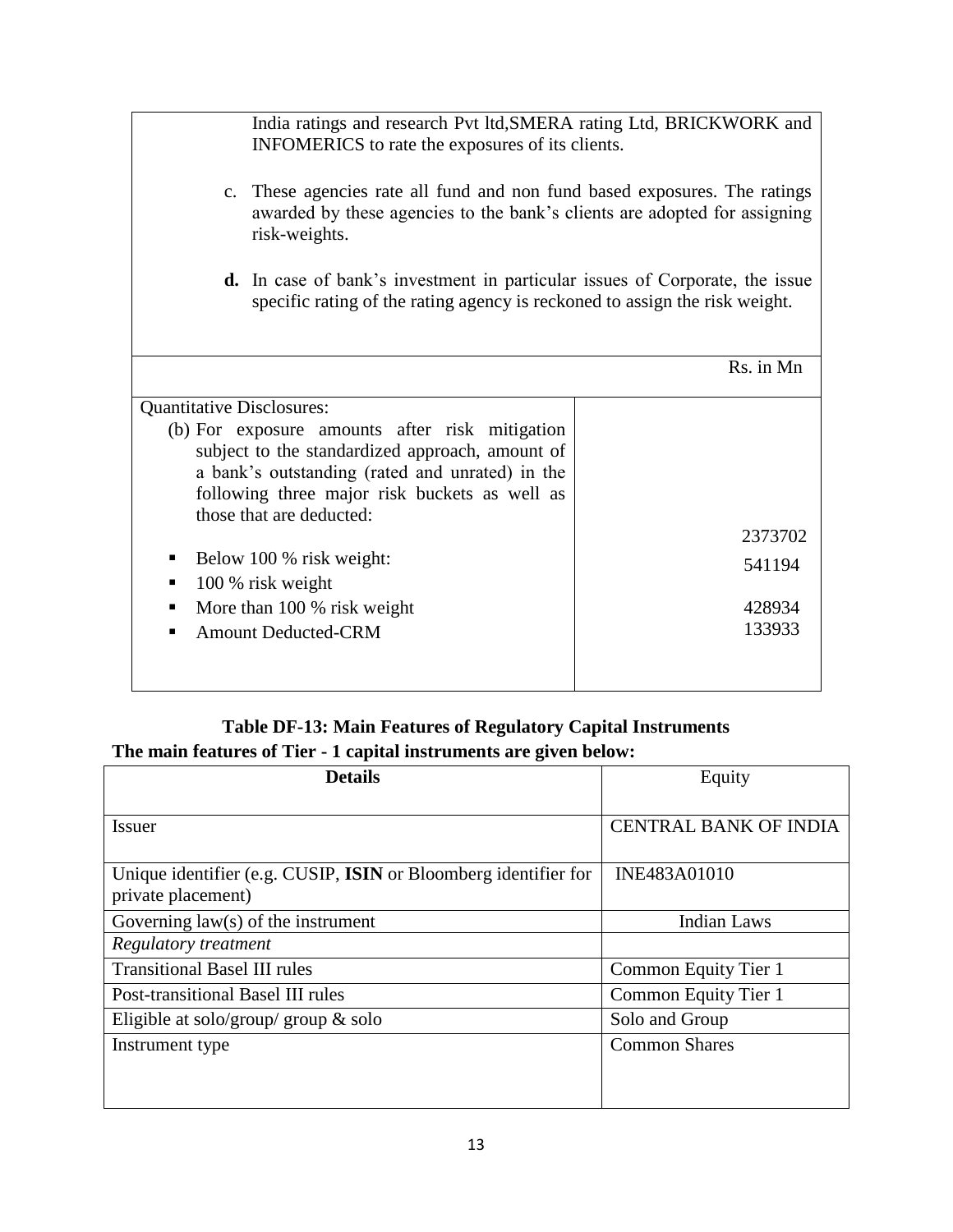India ratings and research Pvt ltd,SMERA rating Ltd, BRICKWORK and INFOMERICS to rate the exposures of its clients.

c. These agencies rate all fund and non fund based exposures. The ratings awarded by these agencies to the bank's clients are adopted for assigning risk-weights.

**d.** In case of bank's investment in particular issues of Corporate, the issue specific rating of the rating agency is reckoned to assign the risk weight.

| | Rs. in Mn |
|---|---|
| Quantitative Disclosures:<br>(b) For exposure amounts after risk mitigation subject to the standardized approach, amount of a bank's outstanding (rated and unrated) in the following three major risk buckets as well as those that are deducted: | |
| ▪ Below 100 % risk weight: | 2373702 |
| ▪ 100 % risk weight | 541194 |
| ▪ More than 100 % risk weight | 428934 |
| ▪ Amount Deducted-CRM | 133933 |

### Table DF-13: Main Features of Regulatory Capital Instruments

**The main features of Tier - 1 capital instruments are given below:**

| **Details** | Equity |
|---|---|
| Issuer | CENTRAL BANK OF INDIA |
| Unique identifier (e.g. CUSIP, **ISIN** or Bloomberg identifier for private placement) | INE483A01010 |
| Governing law(s) of the instrument | Indian Laws |
| *Regulatory treatment* | |
| Transitional Basel III rules | Common Equity Tier 1 |
| Post-transitional Basel III rules | Common Equity Tier 1 |
| Eligible at solo/group/ group & solo | Solo and Group |
| Instrument type | Common Shares |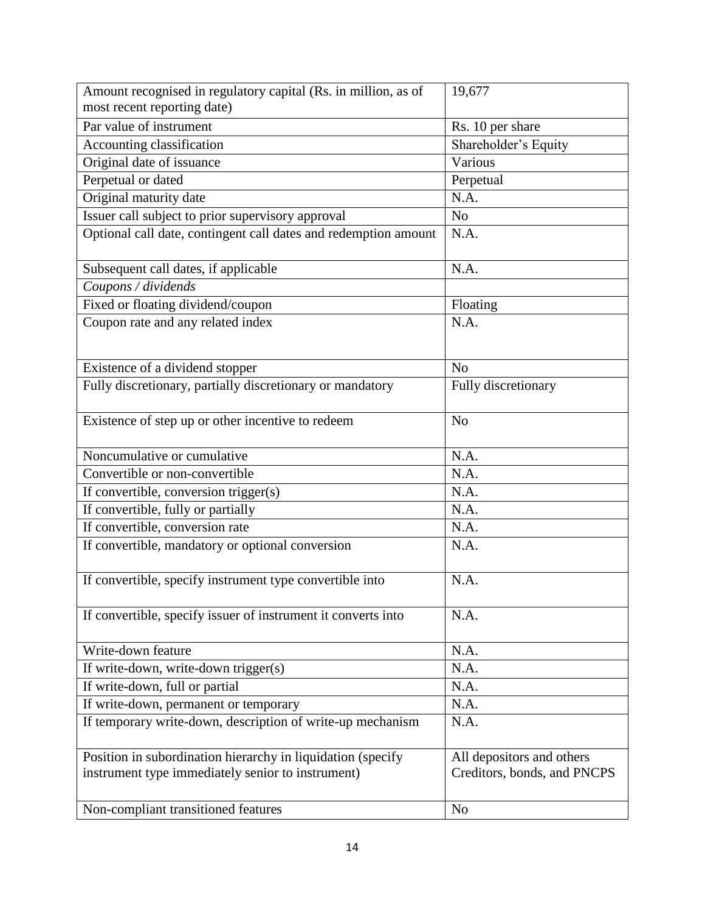| Amount recognised in regulatory capital (Rs. in million, as of most recent reporting date) | 19,677 |
|---|---|
| Par value of instrument | Rs. 10 per share |
| Accounting classification | Shareholder's Equity |
| Original date of issuance | Various |
| Perpetual or dated | Perpetual |
| Original maturity date | N.A. |
| Issuer call subject to prior supervisory approval | No |
| Optional call date, contingent call dates and redemption amount | N.A. |
| Subsequent call dates, if applicable | N.A. |
| *Coupons / dividends* | |
| Fixed or floating dividend/coupon | Floating |
| Coupon rate and any related index | N.A. |
| Existence of a dividend stopper | No |
| Fully discretionary, partially discretionary or mandatory | Fully discretionary |
| Existence of step up or other incentive to redeem | No |
| Noncumulative or cumulative | N.A. |
| Convertible or non-convertible | N.A. |
| If convertible, conversion trigger(s) | N.A. |
| If convertible, fully or partially | N.A. |
| If convertible, conversion rate | N.A. |
| If convertible, mandatory or optional conversion | N.A. |
| If convertible, specify instrument type convertible into | N.A. |
| If convertible, specify issuer of instrument it converts into | N.A. |
| Write-down feature | N.A. |
| If write-down, write-down trigger(s) | N.A. |
| If write-down, full or partial | N.A. |
| If write-down, permanent or temporary | N.A. |
| If temporary write-down, description of write-up mechanism | N.A. |
| Position in subordination hierarchy in liquidation (specify instrument type immediately senior to instrument) | All depositors and others Creditors, bonds, and PNCPS |
| Non-compliant transitioned features | No |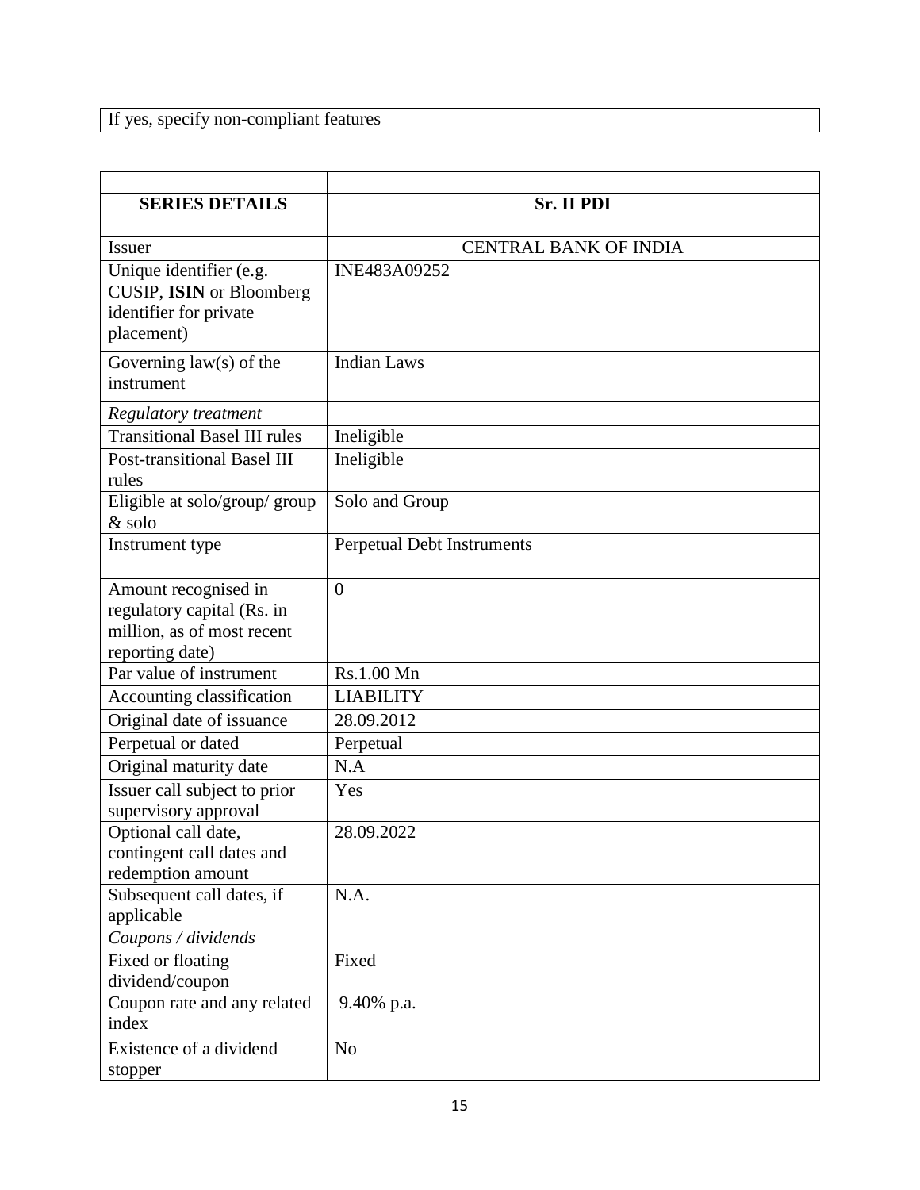| If yes, specify non-compliant features | |
|---|---|

| | |
|---|---|
| **SERIES DETAILS** | **Sr. II PDI** |
| Issuer | CENTRAL BANK OF INDIA |
| Unique identifier (e.g. CUSIP, **ISIN** or Bloomberg identifier for private placement) | INE483A09252 |
| Governing law(s) of the instrument | Indian Laws |
| *Regulatory treatment* | |
| Transitional Basel III rules | Ineligible |
| Post-transitional Basel III rules | Ineligible |
| Eligible at solo/group/ group & solo | Solo and Group |
| Instrument type | Perpetual Debt Instruments |
| Amount recognised in regulatory capital (Rs. in million, as of most recent reporting date) | 0 |
| Par value of instrument | Rs.1.00 Mn |
| Accounting classification | LIABILITY |
| Original date of issuance | 28.09.2012 |
| Perpetual or dated | Perpetual |
| Original maturity date | N.A |
| Issuer call subject to prior supervisory approval | Yes |
| Optional call date, contingent call dates and redemption amount | 28.09.2022 |
| Subsequent call dates, if applicable | N.A. |
| *Coupons / dividends* | |
| Fixed or floating dividend/coupon | Fixed |
| Coupon rate and any related index | 9.40% p.a. |
| Existence of a dividend stopper | No |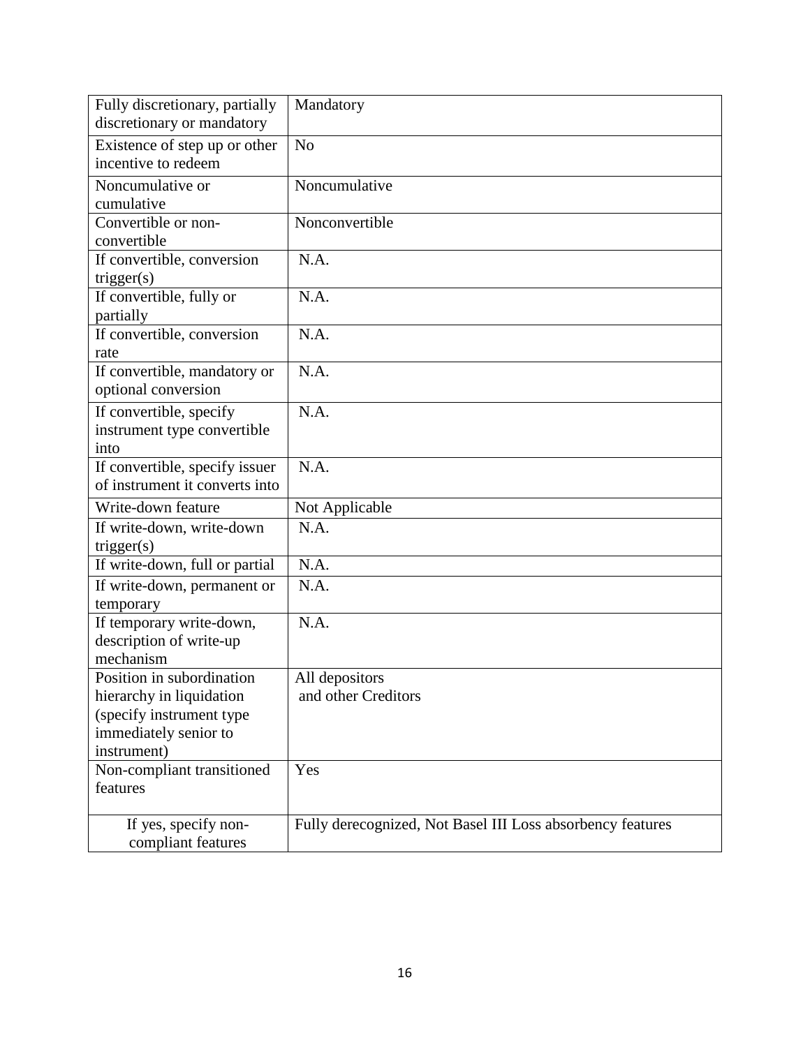| Fully discretionary, partially discretionary or mandatory | Mandatory |
|---|---|
| Existence of step up or other incentive to redeem | No |
| Noncumulative or cumulative | Noncumulative |
| Convertible or non-convertible | Nonconvertible |
| If convertible, conversion trigger(s) | N.A. |
| If convertible, fully or partially | N.A. |
| If convertible, conversion rate | N.A. |
| If convertible, mandatory or optional conversion | N.A. |
| If convertible, specify instrument type convertible into | N.A. |
| If convertible, specify issuer of instrument it converts into | N.A. |
| Write-down feature | Not Applicable |
| If write-down, write-down trigger(s) | N.A. |
| If write-down, full or partial | N.A. |
| If write-down, permanent or temporary | N.A. |
| If temporary write-down, description of write-up mechanism | N.A. |
| Position in subordination hierarchy in liquidation (specify instrument type immediately senior to instrument) | All depositors and other Creditors |
| Non-compliant transitioned features | Yes |
| If yes, specify non-compliant features | Fully derecognized, Not Basel III Loss absorbency features |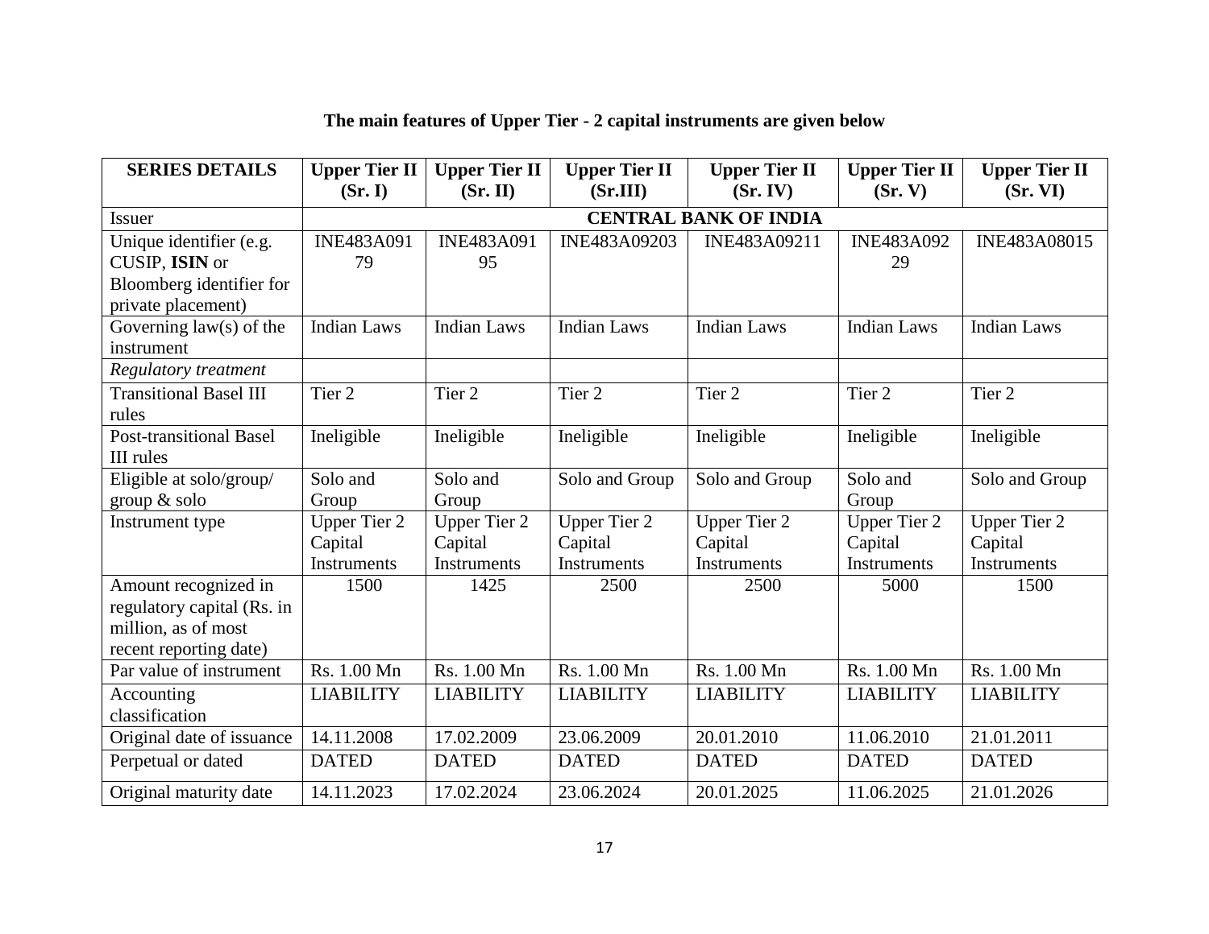**The main features of Upper Tier - 2 capital instruments are given below**

| SERIES DETAILS | Upper Tier II (Sr. I) | Upper Tier II (Sr. II) | Upper Tier II (Sr.III) | Upper Tier II (Sr. IV) | Upper Tier II (Sr. V) | Upper Tier II (Sr. VI) |
|---|---|---|---|---|---|---|
| Issuer | CENTRAL BANK OF INDIA | | | | | |
| Unique identifier (e.g. CUSIP, **ISIN** or Bloomberg identifier for private placement) | INE483A09179 | INE483A09195 | INE483A09203 | INE483A09211 | INE483A09229 | INE483A08015 |
| Governing law(s) of the instrument | Indian Laws | Indian Laws | Indian Laws | Indian Laws | Indian Laws | Indian Laws |
| *Regulatory treatment* | | | | | | |
| Transitional Basel III rules | Tier 2 | Tier 2 | Tier 2 | Tier 2 | Tier 2 | Tier 2 |
| Post-transitional Basel III rules | Ineligible | Ineligible | Ineligible | Ineligible | Ineligible | Ineligible |
| Eligible at solo/group/ group & solo | Solo and Group | Solo and Group | Solo and Group | Solo and Group | Solo and Group | Solo and Group |
| Instrument type | Upper Tier 2 Capital Instruments | Upper Tier 2 Capital Instruments | Upper Tier 2 Capital Instruments | Upper Tier 2 Capital Instruments | Upper Tier 2 Capital Instruments | Upper Tier 2 Capital Instruments |
| Amount recognized in regulatory capital (Rs. in million, as of most recent reporting date) | 1500 | 1425 | 2500 | 2500 | 5000 | 1500 |
| Par value of instrument | Rs. 1.00 Mn | Rs. 1.00 Mn | Rs. 1.00 Mn | Rs. 1.00 Mn | Rs. 1.00 Mn | Rs. 1.00 Mn |
| Accounting classification | LIABILITY | LIABILITY | LIABILITY | LIABILITY | LIABILITY | LIABILITY |
| Original date of issuance | 14.11.2008 | 17.02.2009 | 23.06.2009 | 20.01.2010 | 11.06.2010 | 21.01.2011 |
| Perpetual or dated | DATED | DATED | DATED | DATED | DATED | DATED |
| Original maturity date | 14.11.2023 | 17.02.2024 | 23.06.2024 | 20.01.2025 | 11.06.2025 | 21.01.2026 |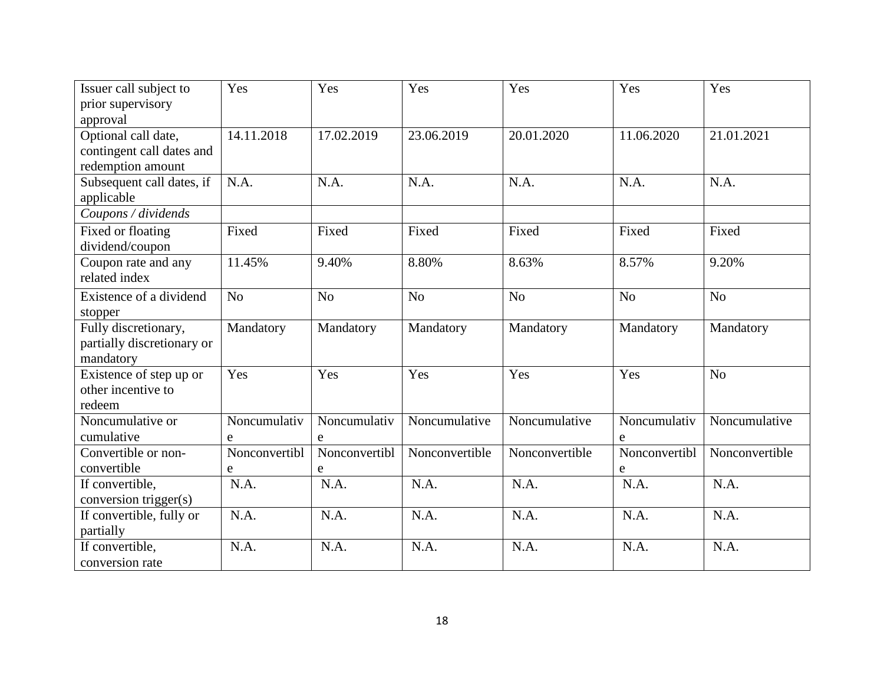| Issuer call subject to prior supervisory approval | Yes | Yes | Yes | Yes | Yes | Yes |
|---|---|---|---|---|---|---|
| Optional call date, contingent call dates and redemption amount | 14.11.2018 | 17.02.2019 | 23.06.2019 | 20.01.2020 | 11.06.2020 | 21.01.2021 |
| Subsequent call dates, if applicable | N.A. | N.A. | N.A. | N.A. | N.A. | N.A. |
| *Coupons / dividends* | | | | | | |
| Fixed or floating dividend/coupon | Fixed | Fixed | Fixed | Fixed | Fixed | Fixed |
| Coupon rate and any related index | 11.45% | 9.40% | 8.80% | 8.63% | 8.57% | 9.20% |
| Existence of a dividend stopper | No | No | No | No | No | No |
| Fully discretionary, partially discretionary or mandatory | Mandatory | Mandatory | Mandatory | Mandatory | Mandatory | Mandatory |
| Existence of step up or other incentive to redeem | Yes | Yes | Yes | Yes | Yes | No |
| Noncumulative or cumulative | Noncumulative | Noncumulative | Noncumulative | Noncumulative | Noncumulative | Noncumulative |
| Convertible or non-convertible | Nonconvertible | Nonconvertible | Nonconvertible | Nonconvertible | Nonconvertible | Nonconvertible |
| If convertible, conversion trigger(s) | N.A. | N.A. | N.A. | N.A. | N.A. | N.A. |
| If convertible, fully or partially | N.A. | N.A. | N.A. | N.A. | N.A. | N.A. |
| If convertible, conversion rate | N.A. | N.A. | N.A. | N.A. | N.A. | N.A. |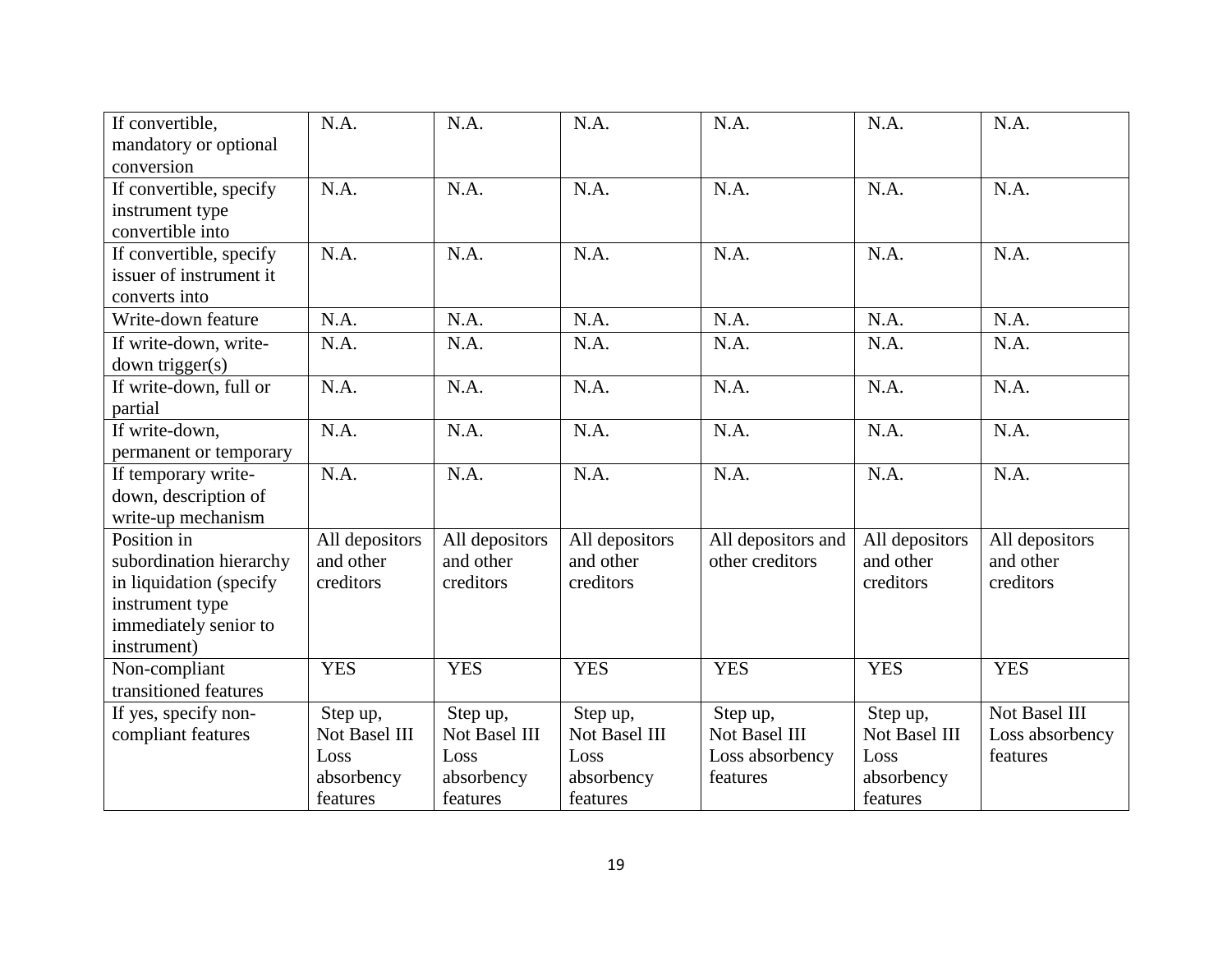| If convertible, mandatory or optional conversion | N.A. | N.A. | N.A. | N.A. | N.A. | N.A. |
|---|---|---|---|---|---|---|
| If convertible, specify instrument type convertible into | N.A. | N.A. | N.A. | N.A. | N.A. | N.A. |
| If convertible, specify issuer of instrument it converts into | N.A. | N.A. | N.A. | N.A. | N.A. | N.A. |
| Write-down feature | N.A. | N.A. | N.A. | N.A. | N.A. | N.A. |
| If write-down, write-down trigger(s) | N.A. | N.A. | N.A. | N.A. | N.A. | N.A. |
| If write-down, full or partial | N.A. | N.A. | N.A. | N.A. | N.A. | N.A. |
| If write-down, permanent or temporary | N.A. | N.A. | N.A. | N.A. | N.A. | N.A. |
| If temporary write-down, description of write-up mechanism | N.A. | N.A. | N.A. | N.A. | N.A. | N.A. |
| Position in subordination hierarchy in liquidation (specify instrument type immediately senior to instrument) | All depositors and other creditors | All depositors and other creditors | All depositors and other creditors | All depositors and other creditors | All depositors and other creditors | All depositors and other creditors |
| Non-compliant transitioned features | YES | YES | YES | YES | YES | YES |
| If yes, specify non-compliant features | Step up, Not Basel III Loss absorbency features | Step up, Not Basel III Loss absorbency features | Step up, Not Basel III Loss absorbency features | Step up, Not Basel III Loss absorbency features | Step up, Not Basel III Loss absorbency features | Not Basel III Loss absorbency features |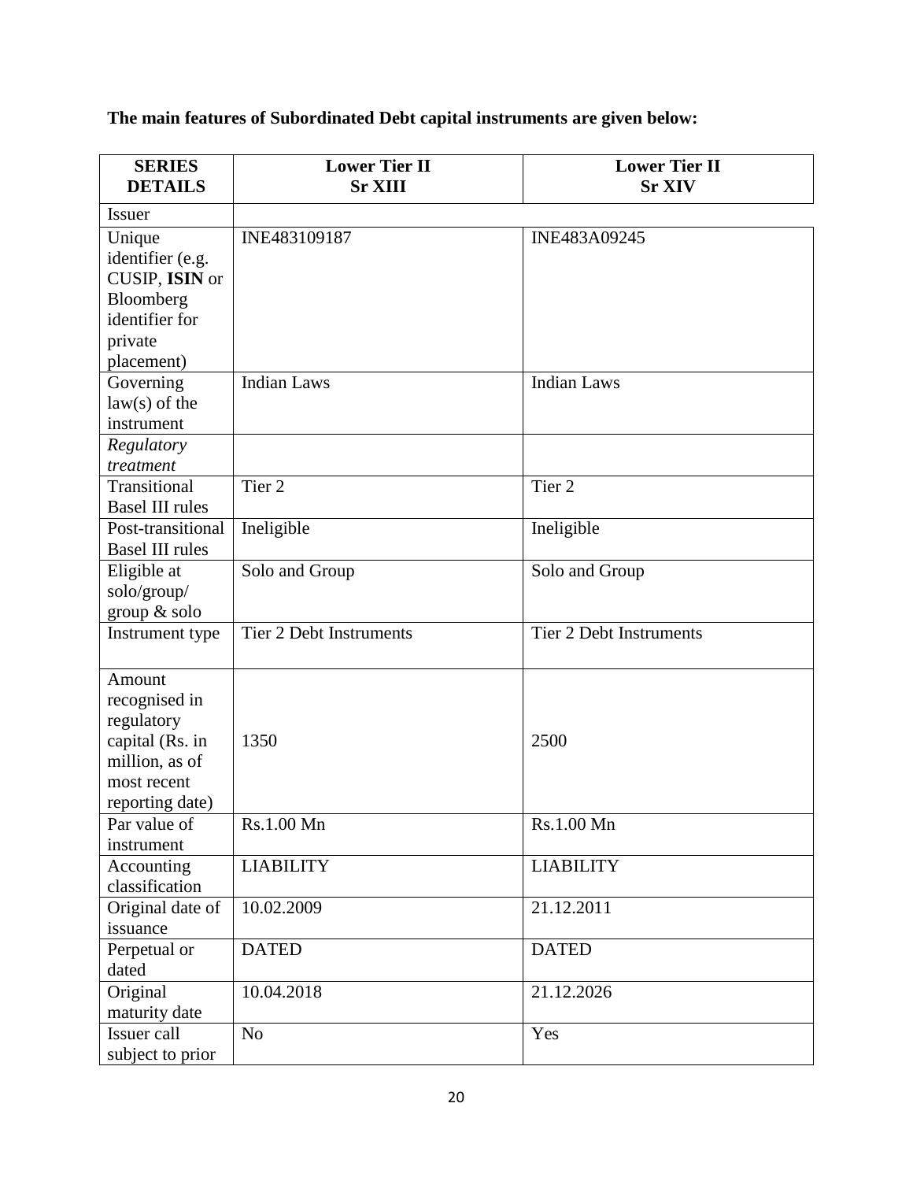**The main features of Subordinated Debt capital instruments are given below:**

| **SERIES DETAILS** | **Lower Tier II Sr XIII** | **Lower Tier II Sr XIV** |
|---|---|---|
| Issuer | | |
| Unique identifier (e.g. CUSIP, **ISIN** or Bloomberg identifier for private placement) | INE483109187 | INE483A09245 |
| Governing law(s) of the instrument | Indian Laws | Indian Laws |
| *Regulatory treatment* | | |
| Transitional Basel III rules | Tier 2 | Tier 2 |
| Post-transitional Basel III rules | Ineligible | Ineligible |
| Eligible at solo/group/ group & solo | Solo and Group | Solo and Group |
| Instrument type | Tier 2 Debt Instruments | Tier 2 Debt Instruments |
| Amount recognised in regulatory capital (Rs. in million, as of most recent reporting date) | 1350 | 2500 |
| Par value of instrument | Rs.1.00 Mn | Rs.1.00 Mn |
| Accounting classification | LIABILITY | LIABILITY |
| Original date of issuance | 10.02.2009 | 21.12.2011 |
| Perpetual or dated | DATED | DATED |
| Original maturity date | 10.04.2018 | 21.12.2026 |
| Issuer call subject to prior | No | Yes |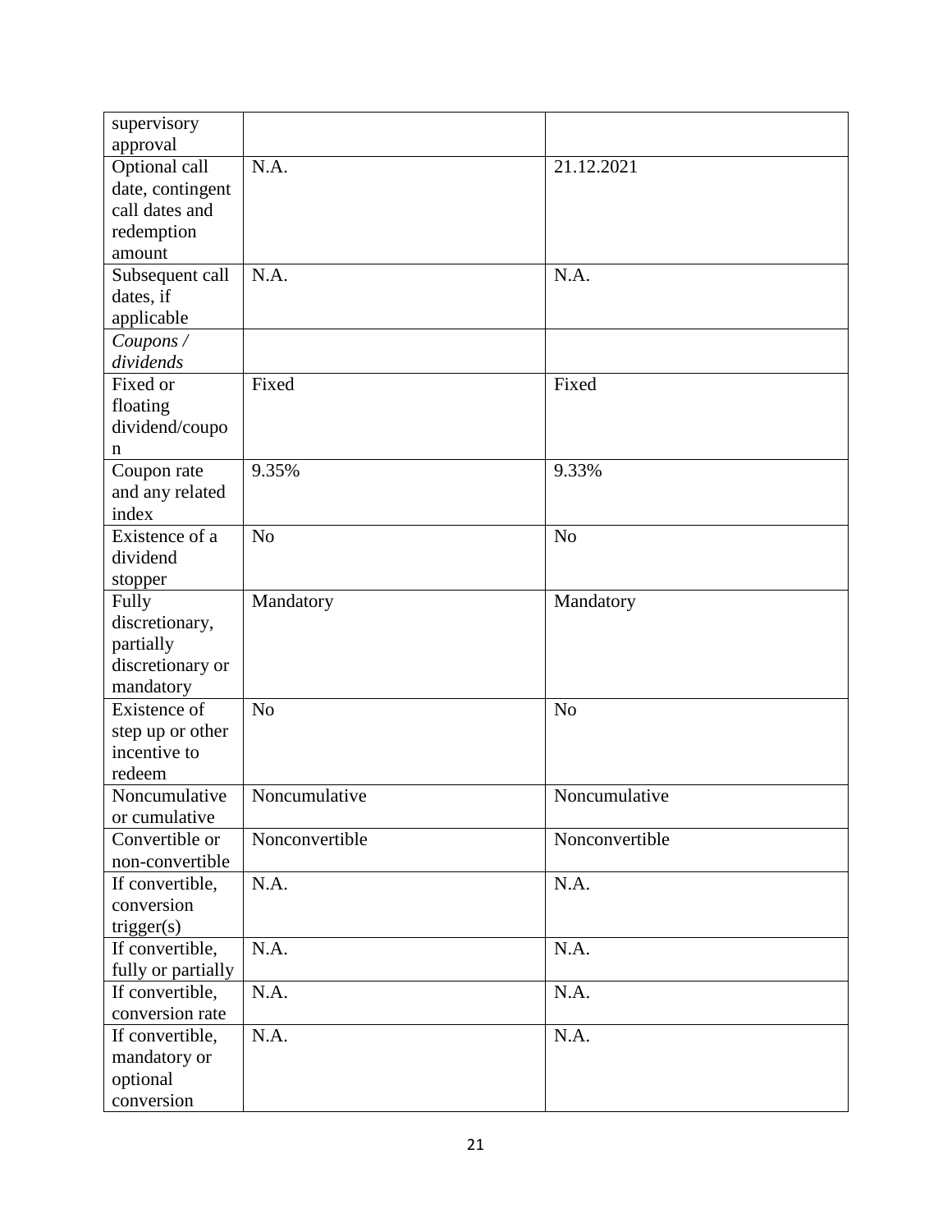| supervisory approval | | |
|---|---|---|
| Optional call date, contingent call dates and redemption amount | N.A. | 21.12.2021 |
| Subsequent call dates, if applicable | N.A. | N.A. |
| *Coupons / dividends* | | |
| Fixed or floating dividend/coupon | Fixed | Fixed |
| Coupon rate and any related index | 9.35% | 9.33% |
| Existence of a dividend stopper | No | No |
| Fully discretionary, partially discretionary or mandatory | Mandatory | Mandatory |
| Existence of step up or other incentive to redeem | No | No |
| Noncumulative or cumulative | Noncumulative | Noncumulative |
| Convertible or non-convertible | Nonconvertible | Nonconvertible |
| If convertible, conversion trigger(s) | N.A. | N.A. |
| If convertible, fully or partially | N.A. | N.A. |
| If convertible, conversion rate | N.A. | N.A. |
| If convertible, mandatory or optional conversion | N.A. | N.A. |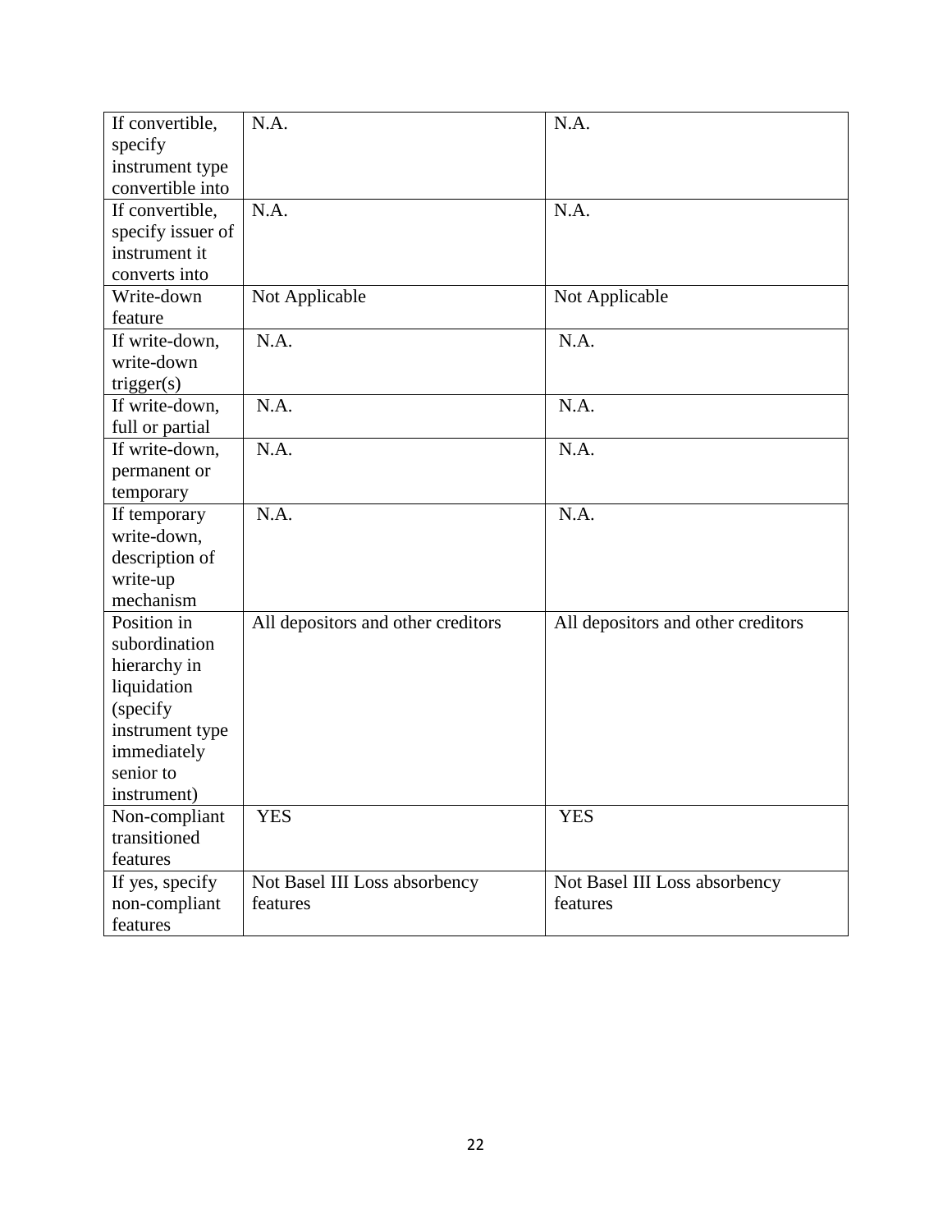| | | |
|---|---|---|
| If convertible, specify instrument type convertible into | N.A. | N.A. |
| If convertible, specify issuer of instrument it converts into | N.A. | N.A. |
| Write-down feature | Not Applicable | Not Applicable |
| If write-down, write-down trigger(s) | N.A. | N.A. |
| If write-down, full or partial | N.A. | N.A. |
| If write-down, permanent or temporary | N.A. | N.A. |
| If temporary write-down, description of write-up mechanism | N.A. | N.A. |
| Position in subordination hierarchy in liquidation (specify instrument type immediately senior to instrument) | All depositors and other creditors | All depositors and other creditors |
| Non-compliant transitioned features | YES | YES |
| If yes, specify non-compliant features | Not Basel III Loss absorbency features | Not Basel III Loss absorbency features |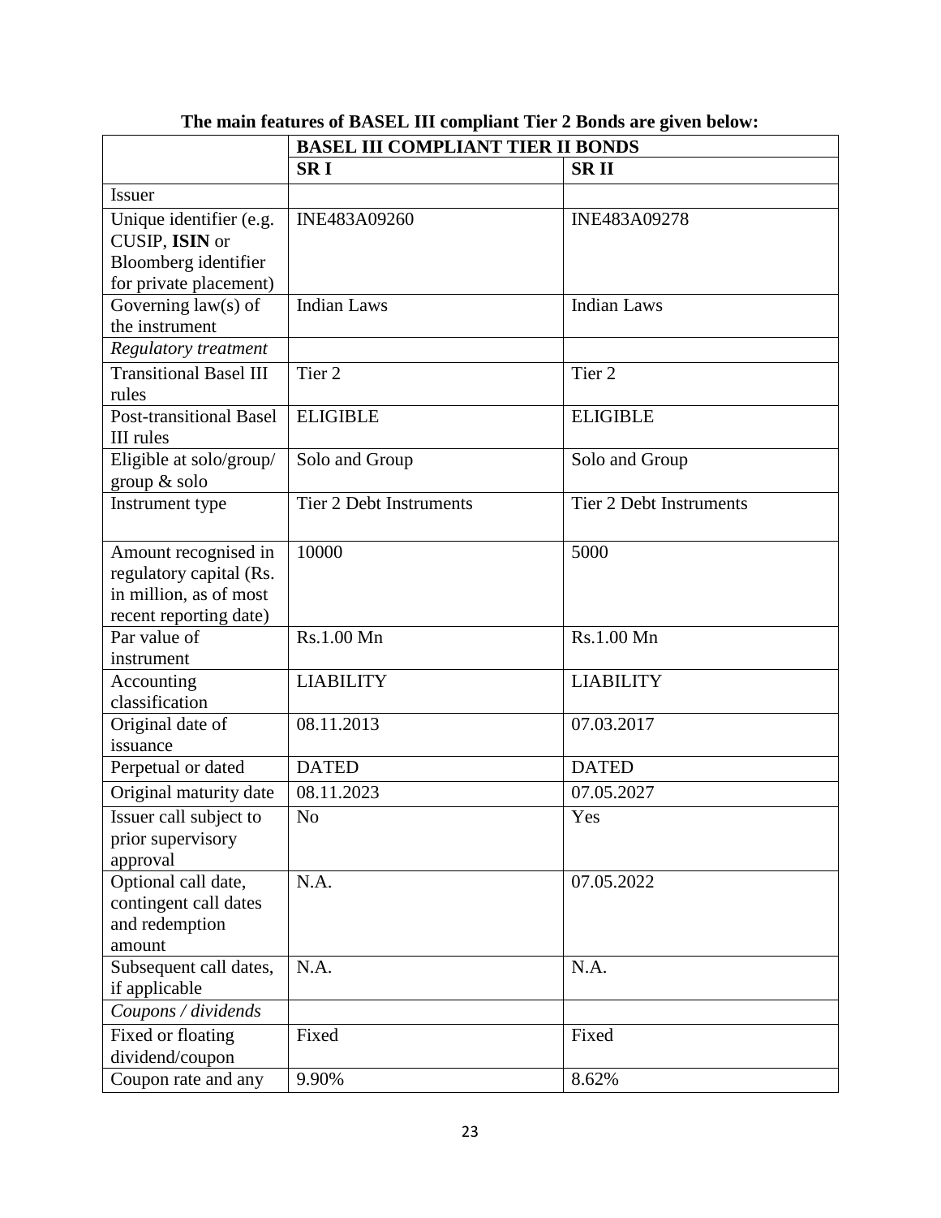**The main features of BASEL III compliant Tier 2 Bonds are given below:**

| | **BASEL III COMPLIANT TIER II BONDS** | |
|---|---|---|
| | **SR I** | **SR II** |
| Issuer | | |
| Unique identifier (e.g. CUSIP, **ISIN** or Bloomberg identifier for private placement) | INE483A09260 | INE483A09278 |
| Governing law(s) of the instrument | Indian Laws | Indian Laws |
| *Regulatory treatment* | | |
| Transitional Basel III rules | Tier 2 | Tier 2 |
| Post-transitional Basel III rules | ELIGIBLE | ELIGIBLE |
| Eligible at solo/group/ group & solo | Solo and Group | Solo and Group |
| Instrument type | Tier 2 Debt Instruments | Tier 2 Debt Instruments |
| Amount recognised in regulatory capital (Rs. in million, as of most recent reporting date) | 10000 | 5000 |
| Par value of instrument | Rs.1.00 Mn | Rs.1.00 Mn |
| Accounting classification | LIABILITY | LIABILITY |
| Original date of issuance | 08.11.2013 | 07.03.2017 |
| Perpetual or dated | DATED | DATED |
| Original maturity date | 08.11.2023 | 07.05.2027 |
| Issuer call subject to prior supervisory approval | No | Yes |
| Optional call date, contingent call dates and redemption amount | N.A. | 07.05.2022 |
| Subsequent call dates, if applicable | N.A. | N.A. |
| *Coupons / dividends* | | |
| Fixed or floating dividend/coupon | Fixed | Fixed |
| Coupon rate and any | 9.90% | 8.62% |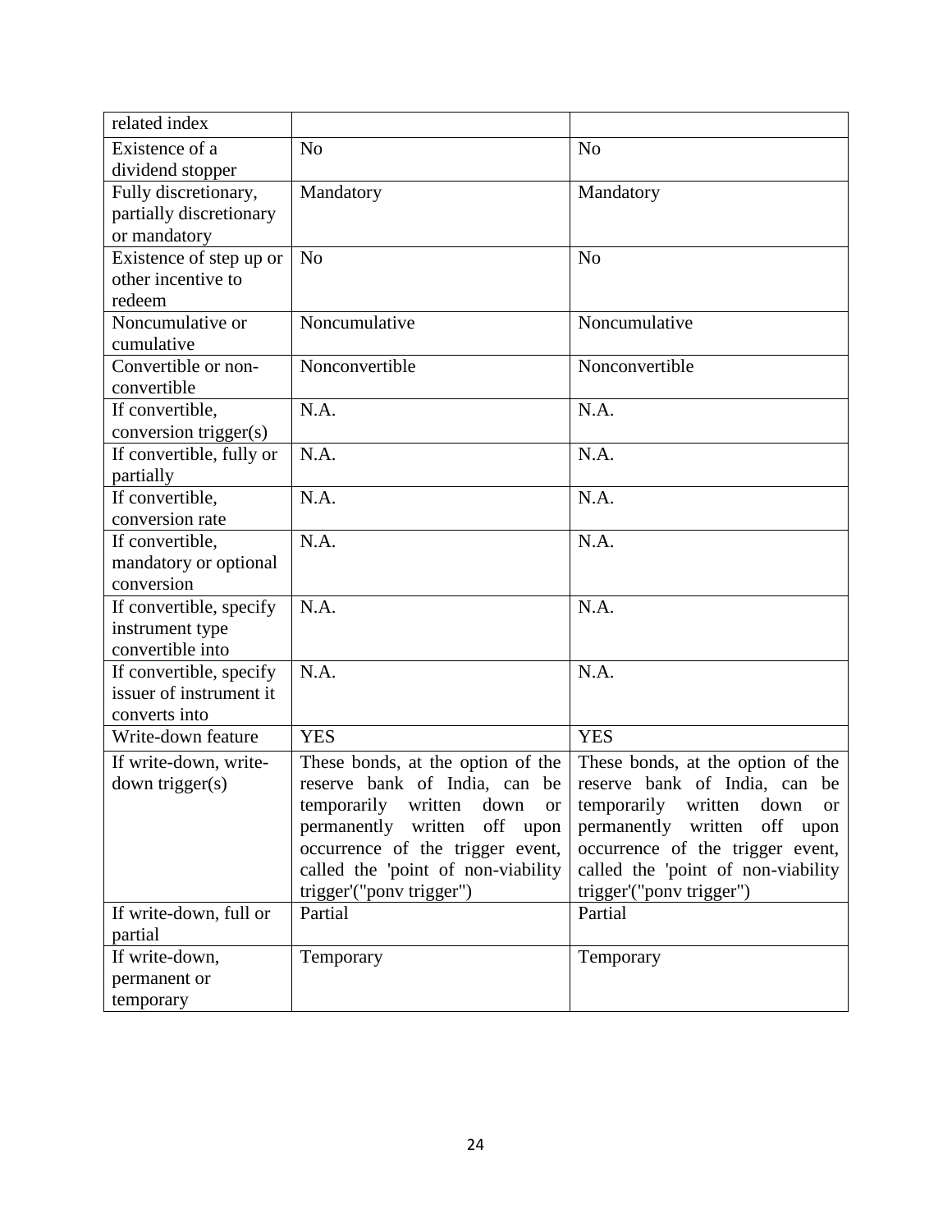| related index | | |
|---|---|---|
| Existence of a dividend stopper | No | No |
| Fully discretionary, partially discretionary or mandatory | Mandatory | Mandatory |
| Existence of step up or other incentive to redeem | No | No |
| Noncumulative or cumulative | Noncumulative | Noncumulative |
| Convertible or non-convertible | Nonconvertible | Nonconvertible |
| If convertible, conversion trigger(s) | N.A. | N.A. |
| If convertible, fully or partially | N.A. | N.A. |
| If convertible, conversion rate | N.A. | N.A. |
| If convertible, mandatory or optional conversion | N.A. | N.A. |
| If convertible, specify instrument type convertible into | N.A. | N.A. |
| If convertible, specify issuer of instrument it converts into | N.A. | N.A. |
| Write-down feature | YES | YES |
| If write-down, write-down trigger(s) | These bonds, at the option of the reserve bank of India, can be temporarily written down or permanently written off upon occurrence of the trigger event, called the 'point of non-viability trigger'("ponv trigger") | These bonds, at the option of the reserve bank of India, can be temporarily written down or permanently written off upon occurrence of the trigger event, called the 'point of non-viability trigger'("ponv trigger") |
| If write-down, full or partial | Partial | Partial |
| If write-down, permanent or temporary | Temporary | Temporary |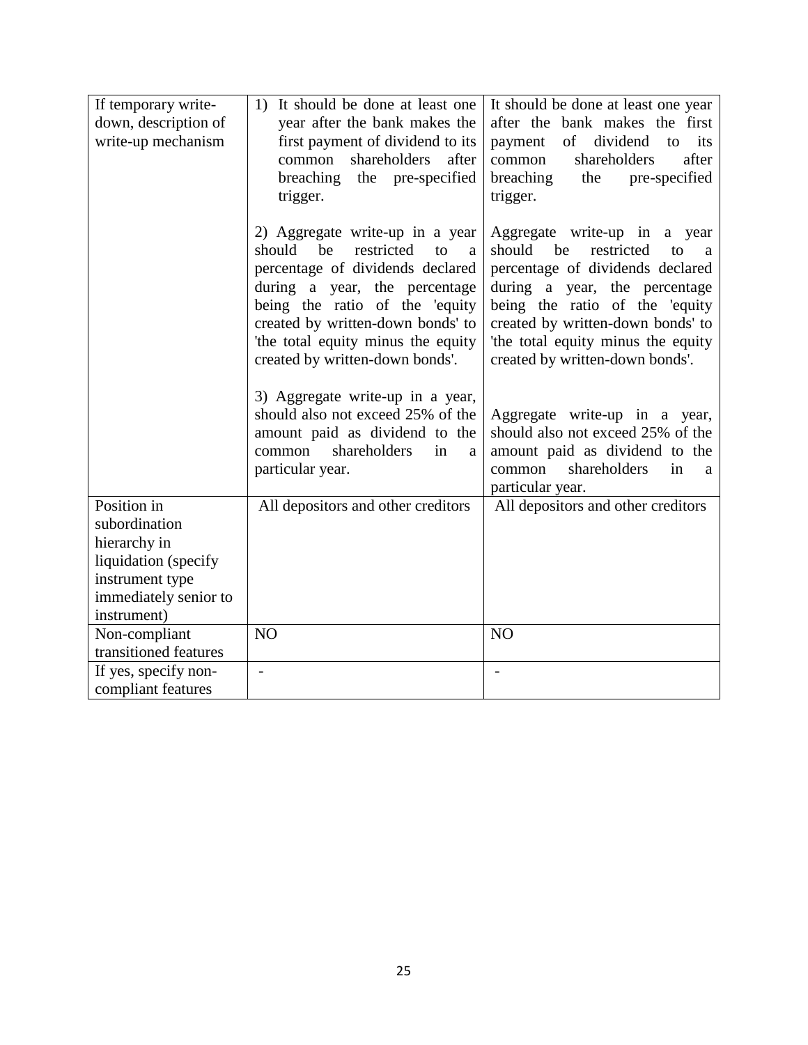| | | |
|---|---|---|
| If temporary write-down, description of write-up mechanism | 1) It should be done at least one year after the bank makes the first payment of dividend to its common shareholders after breaching the pre-specified trigger.<br><br>2) Aggregate write-up in a year should be restricted to a percentage of dividends declared during a year, the percentage being the ratio of the 'equity created by written-down bonds' to 'the total equity minus the equity created by written-down bonds'.<br><br>3) Aggregate write-up in a year, should also not exceed 25% of the amount paid as dividend to the common shareholders in a particular year. | It should be done at least one year after the bank makes the first payment of dividend to its common shareholders after breaching the pre-specified trigger.<br><br>Aggregate write-up in a year should be restricted to a percentage of dividends declared during a year, the percentage being the ratio of the 'equity created by written-down bonds' to 'the total equity minus the equity created by written-down bonds'.<br><br>Aggregate write-up in a year, should also not exceed 25% of the amount paid as dividend to the common shareholders in a particular year. |
| Position in subordination hierarchy in liquidation (specify instrument type immediately senior to instrument) | All depositors and other creditors | All depositors and other creditors |
| Non-compliant transitioned features | NO | NO |
| If yes, specify non-compliant features | - | - |